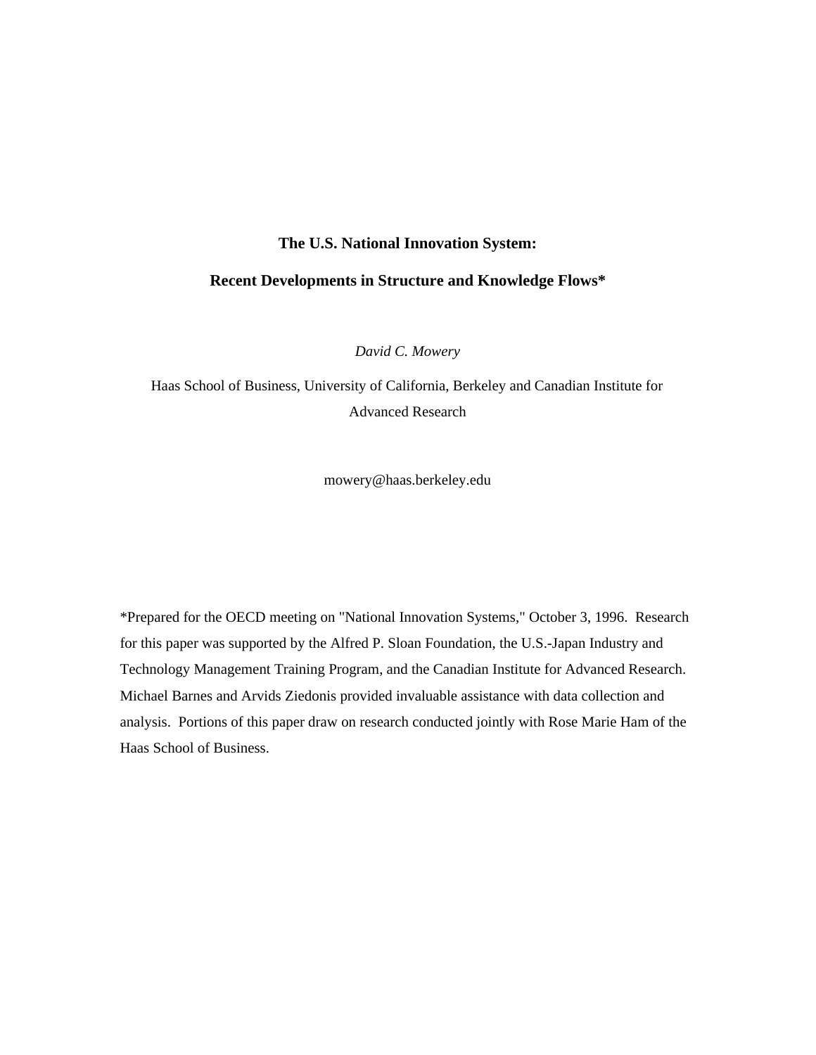# The U.S. National Innovation System:

## Recent Developments in Structure and Knowledge Flows*

*David C. Mowery*

Haas School of Business, University of California, Berkeley and Canadian Institute for Advanced Research

mowery@haas.berkeley.edu

*Prepared for the OECD meeting on "National Innovation Systems," October 3, 1996. Research for this paper was supported by the Alfred P. Sloan Foundation, the U.S.-Japan Industry and Technology Management Training Program, and the Canadian Institute for Advanced Research. Michael Barnes and Arvids Ziedonis provided invaluable assistance with data collection and analysis. Portions of this paper draw on research conducted jointly with Rose Marie Ham of the Haas School of Business.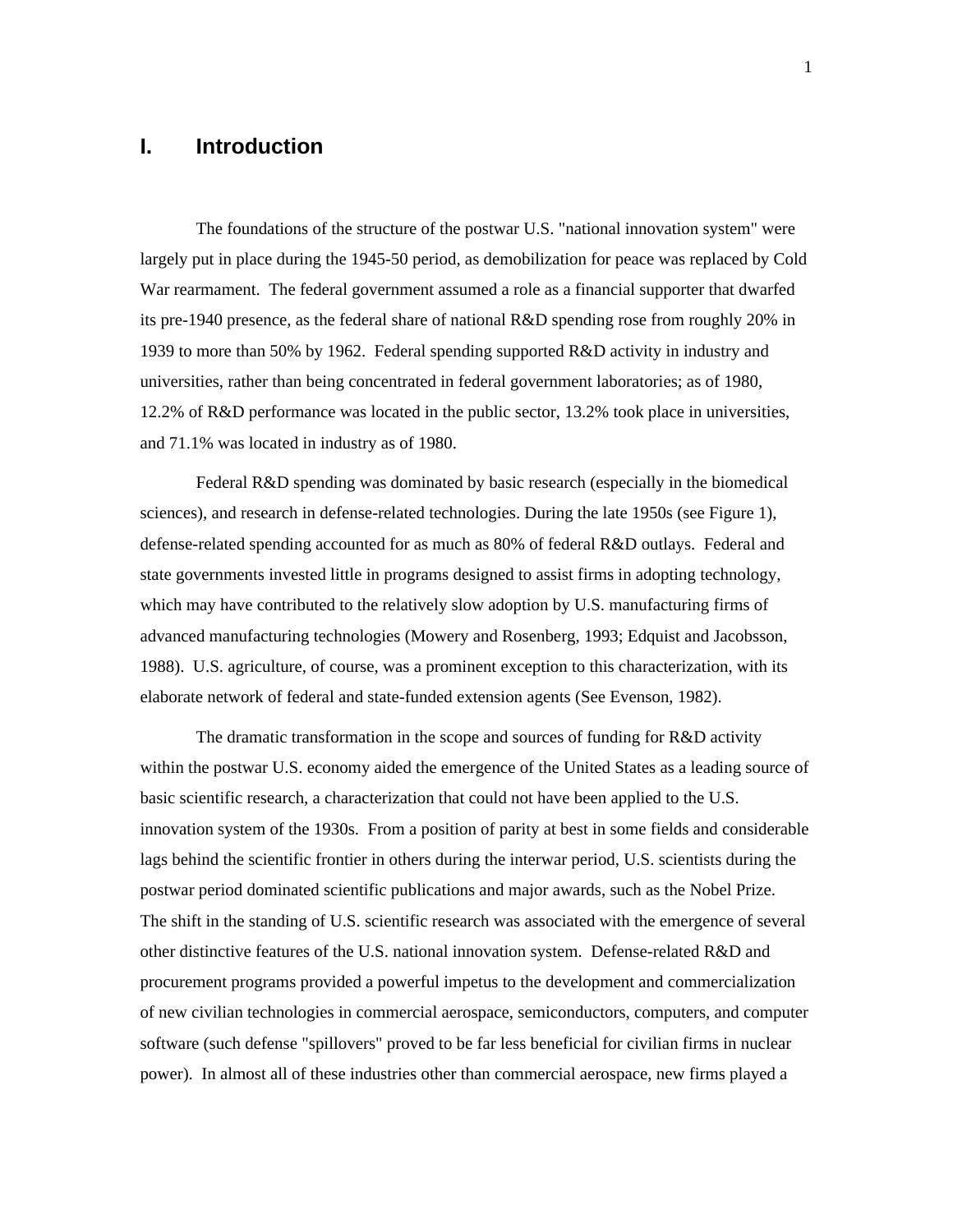# I. Introduction

The foundations of the structure of the postwar U.S. "national innovation system" were largely put in place during the 1945-50 period, as demobilization for peace was replaced by Cold War rearmament. The federal government assumed a role as a financial supporter that dwarfed its pre-1940 presence, as the federal share of national R&D spending rose from roughly 20% in 1939 to more than 50% by 1962. Federal spending supported R&D activity in industry and universities, rather than being concentrated in federal government laboratories; as of 1980, 12.2% of R&D performance was located in the public sector, 13.2% took place in universities, and 71.1% was located in industry as of 1980.

Federal R&D spending was dominated by basic research (especially in the biomedical sciences), and research in defense-related technologies. During the late 1950s (see Figure 1), defense-related spending accounted for as much as 80% of federal R&D outlays. Federal and state governments invested little in programs designed to assist firms in adopting technology, which may have contributed to the relatively slow adoption by U.S. manufacturing firms of advanced manufacturing technologies (Mowery and Rosenberg, 1993; Edquist and Jacobsson, 1988). U.S. agriculture, of course, was a prominent exception to this characterization, with its elaborate network of federal and state-funded extension agents (See Evenson, 1982).

The dramatic transformation in the scope and sources of funding for R&D activity within the postwar U.S. economy aided the emergence of the United States as a leading source of basic scientific research, a characterization that could not have been applied to the U.S. innovation system of the 1930s. From a position of parity at best in some fields and considerable lags behind the scientific frontier in others during the interwar period, U.S. scientists during the postwar period dominated scientific publications and major awards, such as the Nobel Prize. The shift in the standing of U.S. scientific research was associated with the emergence of several other distinctive features of the U.S. national innovation system. Defense-related R&D and procurement programs provided a powerful impetus to the development and commercialization of new civilian technologies in commercial aerospace, semiconductors, computers, and computer software (such defense "spillovers" proved to be far less beneficial for civilian firms in nuclear power). In almost all of these industries other than commercial aerospace, new firms played a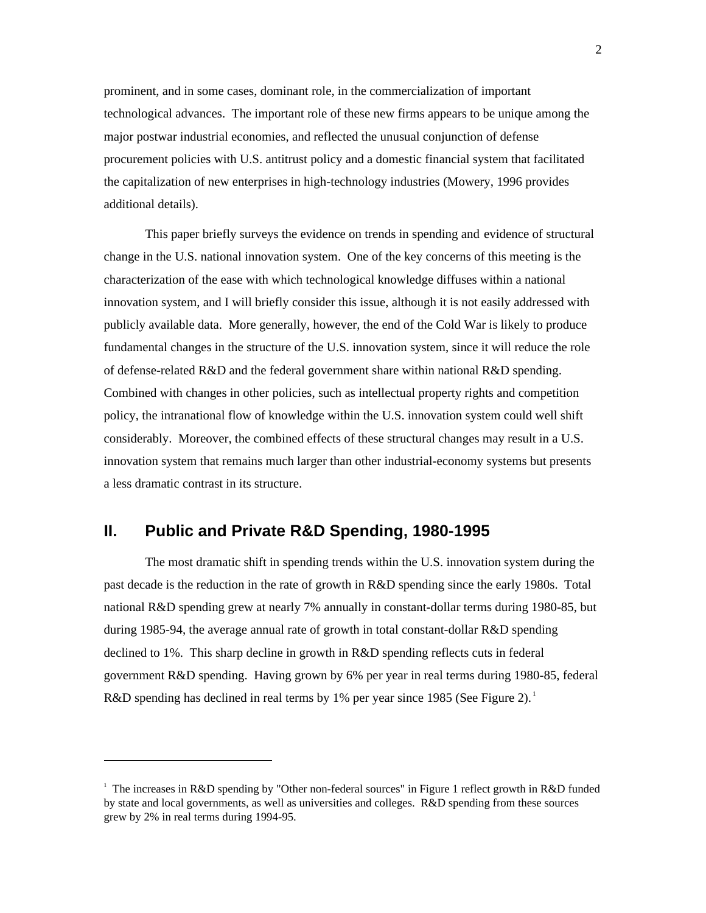prominent, and in some cases, dominant role, in the commercialization of important technological advances. The important role of these new firms appears to be unique among the major postwar industrial economies, and reflected the unusual conjunction of defense procurement policies with U.S. antitrust policy and a domestic financial system that facilitated the capitalization of new enterprises in high-technology industries (Mowery, 1996 provides additional details).

This paper briefly surveys the evidence on trends in spending and evidence of structural change in the U.S. national innovation system. One of the key concerns of this meeting is the characterization of the ease with which technological knowledge diffuses within a national innovation system, and I will briefly consider this issue, although it is not easily addressed with publicly available data. More generally, however, the end of the Cold War is likely to produce fundamental changes in the structure of the U.S. innovation system, since it will reduce the role of defense-related R&D and the federal government share within national R&D spending. Combined with changes in other policies, such as intellectual property rights and competition policy, the intranational flow of knowledge within the U.S. innovation system could well shift considerably. Moreover, the combined effects of these structural changes may result in a U.S. innovation system that remains much larger than other industrial-economy systems but presents a less dramatic contrast in its structure.

## II. Public and Private R&D Spending, 1980-1995

The most dramatic shift in spending trends within the U.S. innovation system during the past decade is the reduction in the rate of growth in R&D spending since the early 1980s. Total national R&D spending grew at nearly 7% annually in constant-dollar terms during 1980-85, but during 1985-94, the average annual rate of growth in total constant-dollar R&D spending declined to 1%. This sharp decline in growth in R&D spending reflects cuts in federal government R&D spending. Having grown by 6% per year in real terms during 1980-85, federal R&D spending has declined in real terms by 1% per year since 1985 (See Figure 2).[1]

[1] The increases in R&D spending by "Other non-federal sources" in Figure 1 reflect growth in R&D funded by state and local governments, as well as universities and colleges. R&D spending from these sources grew by 2% in real terms during 1994-95.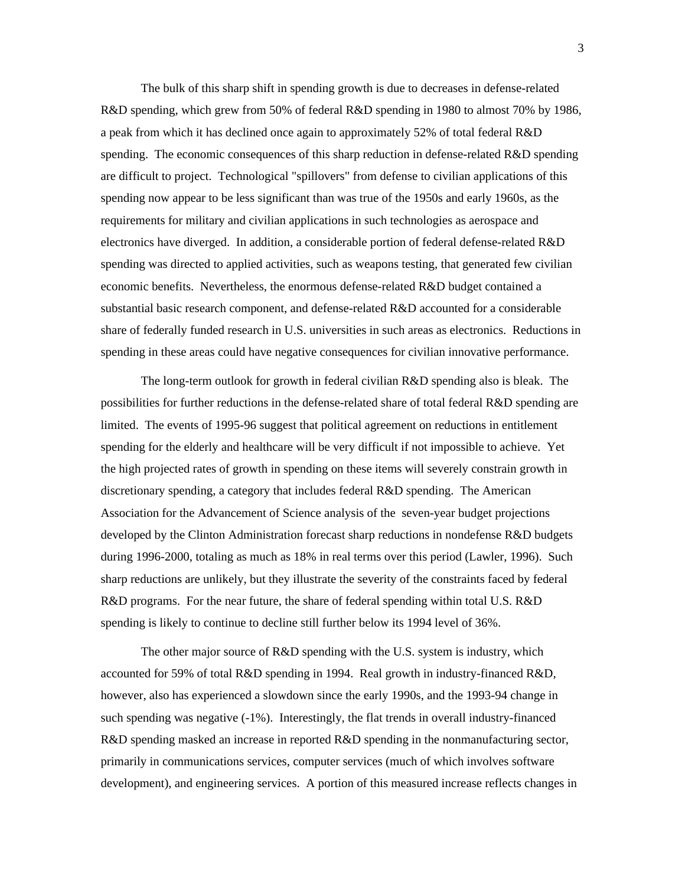The bulk of this sharp shift in spending growth is due to decreases in defense-related R&D spending, which grew from 50% of federal R&D spending in 1980 to almost 70% by 1986, a peak from which it has declined once again to approximately 52% of total federal R&D spending. The economic consequences of this sharp reduction in defense-related R&D spending are difficult to project. Technological "spillovers" from defense to civilian applications of this spending now appear to be less significant than was true of the 1950s and early 1960s, as the requirements for military and civilian applications in such technologies as aerospace and electronics have diverged. In addition, a considerable portion of federal defense-related R&D spending was directed to applied activities, such as weapons testing, that generated few civilian economic benefits. Nevertheless, the enormous defense-related R&D budget contained a substantial basic research component, and defense-related R&D accounted for a considerable share of federally funded research in U.S. universities in such areas as electronics. Reductions in spending in these areas could have negative consequences for civilian innovative performance.

The long-term outlook for growth in federal civilian R&D spending also is bleak. The possibilities for further reductions in the defense-related share of total federal R&D spending are limited. The events of 1995-96 suggest that political agreement on reductions in entitlement spending for the elderly and healthcare will be very difficult if not impossible to achieve. Yet the high projected rates of growth in spending on these items will severely constrain growth in discretionary spending, a category that includes federal R&D spending. The American Association for the Advancement of Science analysis of the seven-year budget projections developed by the Clinton Administration forecast sharp reductions in nondefense R&D budgets during 1996-2000, totaling as much as 18% in real terms over this period (Lawler, 1996). Such sharp reductions are unlikely, but they illustrate the severity of the constraints faced by federal R&D programs. For the near future, the share of federal spending within total U.S. R&D spending is likely to continue to decline still further below its 1994 level of 36%.

The other major source of R&D spending with the U.S. system is industry, which accounted for 59% of total R&D spending in 1994. Real growth in industry-financed R&D, however, also has experienced a slowdown since the early 1990s, and the 1993-94 change in such spending was negative (-1%). Interestingly, the flat trends in overall industry-financed R&D spending masked an increase in reported R&D spending in the nonmanufacturing sector, primarily in communications services, computer services (much of which involves software development), and engineering services. A portion of this measured increase reflects changes in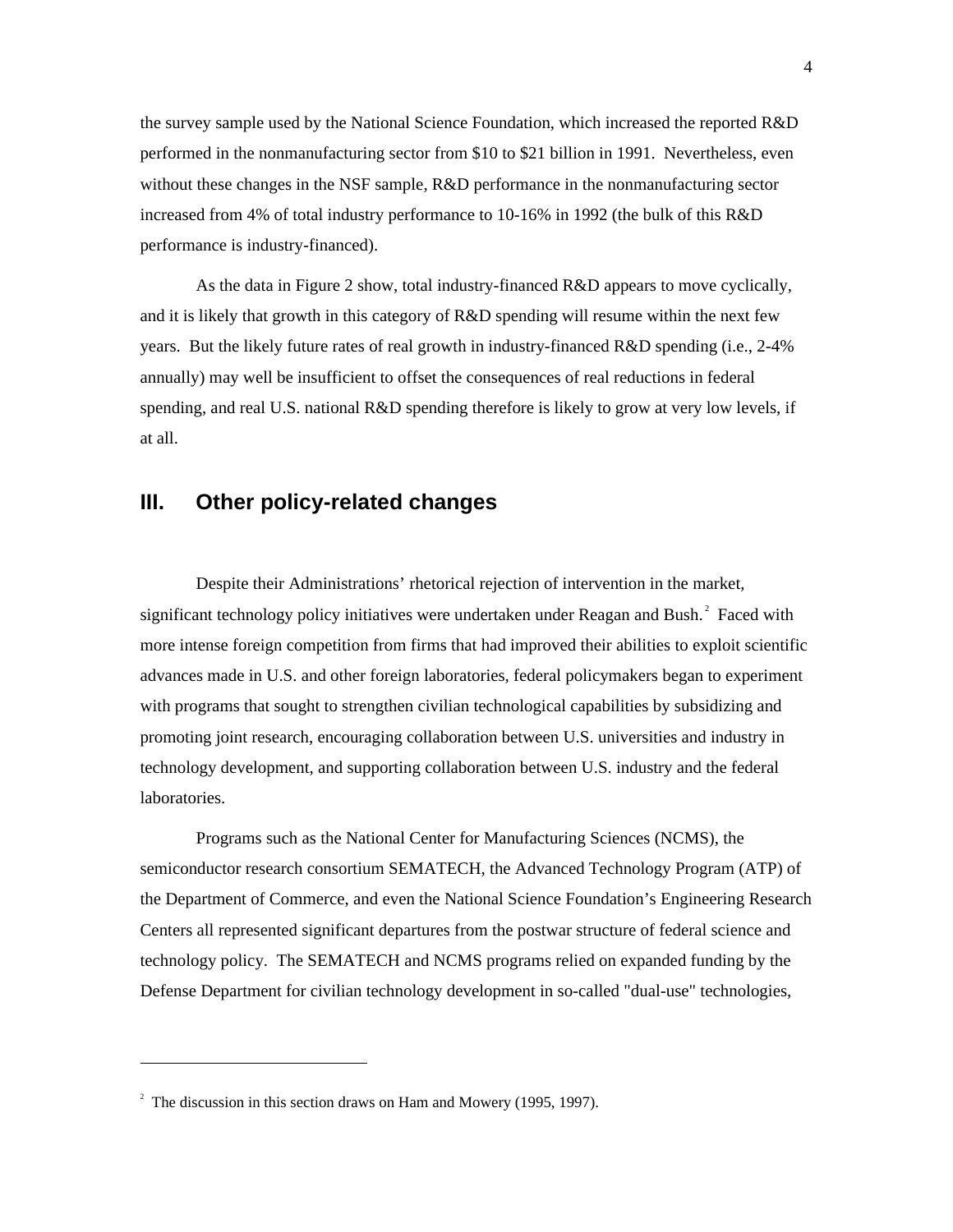the survey sample used by the National Science Foundation, which increased the reported R&D performed in the nonmanufacturing sector from $10 to $21 billion in 1991. Nevertheless, even without these changes in the NSF sample, R&D performance in the nonmanufacturing sector increased from 4% of total industry performance to 10-16% in 1992 (the bulk of this R&D performance is industry-financed).

As the data in Figure 2 show, total industry-financed R&D appears to move cyclically, and it is likely that growth in this category of R&D spending will resume within the next few years. But the likely future rates of real growth in industry-financed R&D spending (i.e., 2-4% annually) may well be insufficient to offset the consequences of real reductions in federal spending, and real U.S. national R&D spending therefore is likely to grow at very low levels, if at all.

## III. Other policy-related changes

Despite their Administrations' rhetorical rejection of intervention in the market, significant technology policy initiatives were undertaken under Reagan and Bush.[2] Faced with more intense foreign competition from firms that had improved their abilities to exploit scientific advances made in U.S. and other foreign laboratories, federal policymakers began to experiment with programs that sought to strengthen civilian technological capabilities by subsidizing and promoting joint research, encouraging collaboration between U.S. universities and industry in technology development, and supporting collaboration between U.S. industry and the federal laboratories.

Programs such as the National Center for Manufacturing Sciences (NCMS), the semiconductor research consortium SEMATECH, the Advanced Technology Program (ATP) of the Department of Commerce, and even the National Science Foundation's Engineering Research Centers all represented significant departures from the postwar structure of federal science and technology policy. The SEMATECH and NCMS programs relied on expanded funding by the Defense Department for civilian technology development in so-called "dual-use" technologies,

---

[2] The discussion in this section draws on Ham and Mowery (1995, 1997).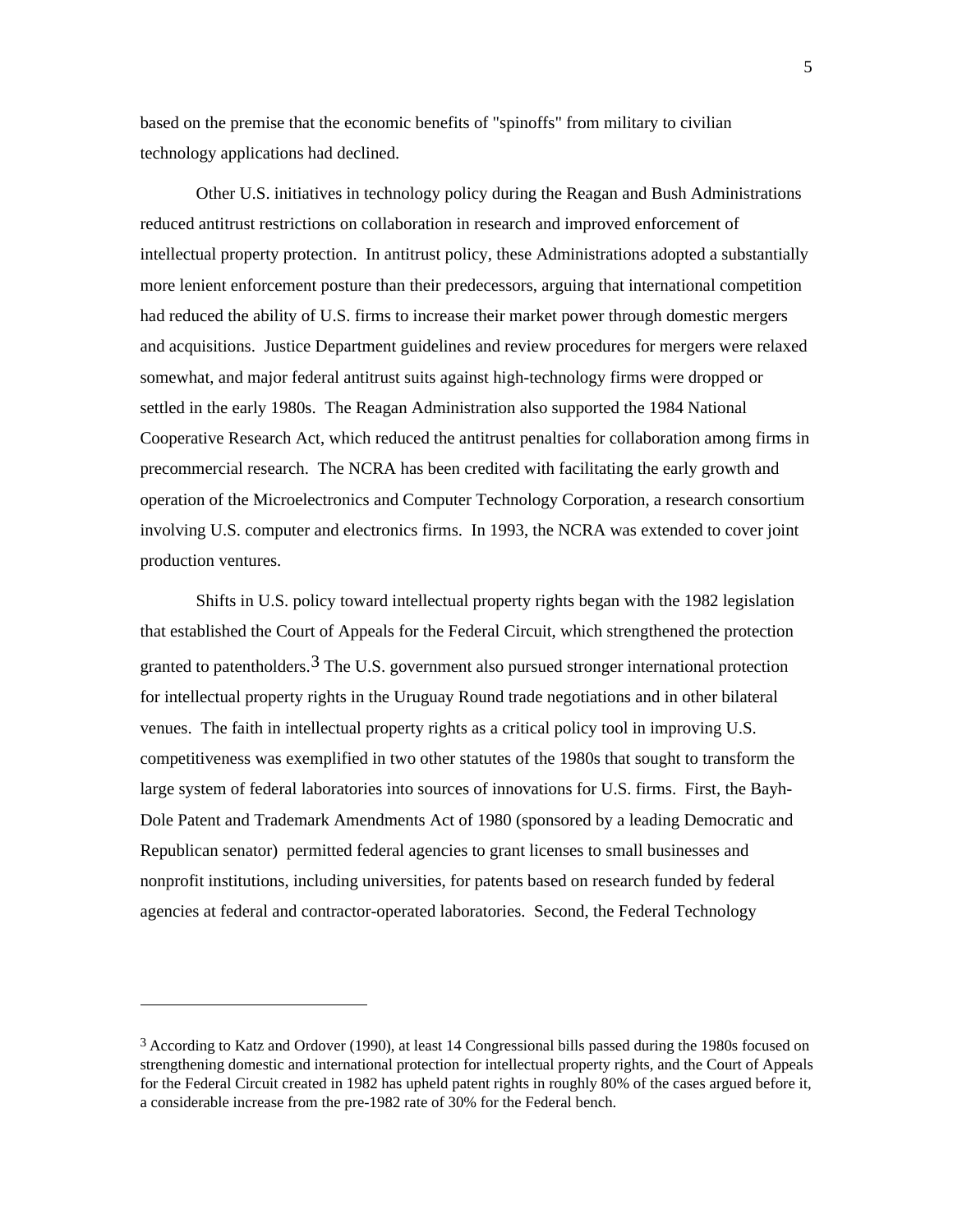based on the premise that the economic benefits of "spinoffs" from military to civilian technology applications had declined.

Other U.S. initiatives in technology policy during the Reagan and Bush Administrations reduced antitrust restrictions on collaboration in research and improved enforcement of intellectual property protection. In antitrust policy, these Administrations adopted a substantially more lenient enforcement posture than their predecessors, arguing that international competition had reduced the ability of U.S. firms to increase their market power through domestic mergers and acquisitions. Justice Department guidelines and review procedures for mergers were relaxed somewhat, and major federal antitrust suits against high-technology firms were dropped or settled in the early 1980s. The Reagan Administration also supported the 1984 National Cooperative Research Act, which reduced the antitrust penalties for collaboration among firms in precommercial research. The NCRA has been credited with facilitating the early growth and operation of the Microelectronics and Computer Technology Corporation, a research consortium involving U.S. computer and electronics firms. In 1993, the NCRA was extended to cover joint production ventures.

Shifts in U.S. policy toward intellectual property rights began with the 1982 legislation that established the Court of Appeals for the Federal Circuit, which strengthened the protection granted to patentholders.[3] The U.S. government also pursued stronger international protection for intellectual property rights in the Uruguay Round trade negotiations and in other bilateral venues. The faith in intellectual property rights as a critical policy tool in improving U.S. competitiveness was exemplified in two other statutes of the 1980s that sought to transform the large system of federal laboratories into sources of innovations for U.S. firms. First, the Bayh-Dole Patent and Trademark Amendments Act of 1980 (sponsored by a leading Democratic and Republican senator) permitted federal agencies to grant licenses to small businesses and nonprofit institutions, including universities, for patents based on research funded by federal agencies at federal and contractor-operated laboratories. Second, the Federal Technology

---

[3] According to Katz and Ordover (1990), at least 14 Congressional bills passed during the 1980s focused on strengthening domestic and international protection for intellectual property rights, and the Court of Appeals for the Federal Circuit created in 1982 has upheld patent rights in roughly 80% of the cases argued before it, a considerable increase from the pre-1982 rate of 30% for the Federal bench.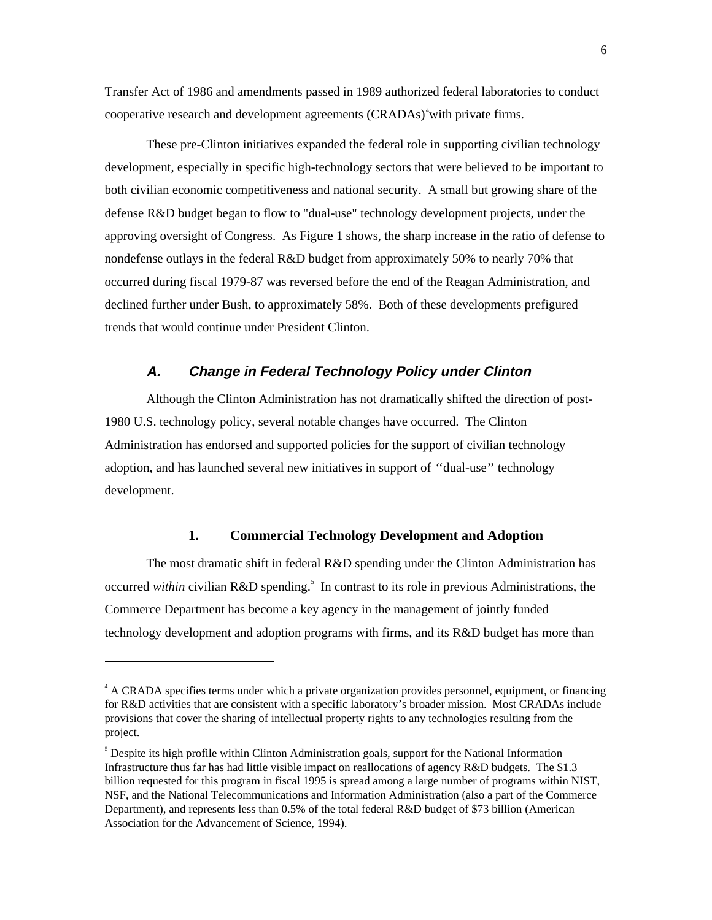Transfer Act of 1986 and amendments passed in 1989 authorized federal laboratories to conduct cooperative research and development agreements (CRADAs)[4] with private firms.

These pre-Clinton initiatives expanded the federal role in supporting civilian technology development, especially in specific high-technology sectors that were believed to be important to both civilian economic competitiveness and national security. A small but growing share of the defense R&D budget began to flow to "dual-use" technology development projects, under the approving oversight of Congress. As Figure 1 shows, the sharp increase in the ratio of defense to nondefense outlays in the federal R&D budget from approximately 50% to nearly 70% that occurred during fiscal 1979-87 was reversed before the end of the Reagan Administration, and declined further under Bush, to approximately 58%. Both of these developments prefigured trends that would continue under President Clinton.

### *A. Change in Federal Technology Policy under Clinton*

Although the Clinton Administration has not dramatically shifted the direction of post-1980 U.S. technology policy, several notable changes have occurred. The Clinton Administration has endorsed and supported policies for the support of civilian technology adoption, and has launched several new initiatives in support of ''dual-use'' technology development.

#### 1. Commercial Technology Development and Adoption

The most dramatic shift in federal R&D spending under the Clinton Administration has occurred *within* civilian R&D spending.[5] In contrast to its role in previous Administrations, the Commerce Department has become a key agency in the management of jointly funded technology development and adoption programs with firms, and its R&D budget has more than

---

[4] A CRADA specifies terms under which a private organization provides personnel, equipment, or financing for R&D activities that are consistent with a specific laboratory's broader mission. Most CRADAs include provisions that cover the sharing of intellectual property rights to any technologies resulting from the project.

[5] Despite its high profile within Clinton Administration goals, support for the National Information Infrastructure thus far has had little visible impact on reallocations of agency R&D budgets. The $1.3 billion requested for this program in fiscal 1995 is spread among a large number of programs within NIST, NSF, and the National Telecommunications and Information Administration (also a part of the Commerce Department), and represents less than 0.5% of the total federal R&D budget of $73 billion (American Association for the Advancement of Science, 1994).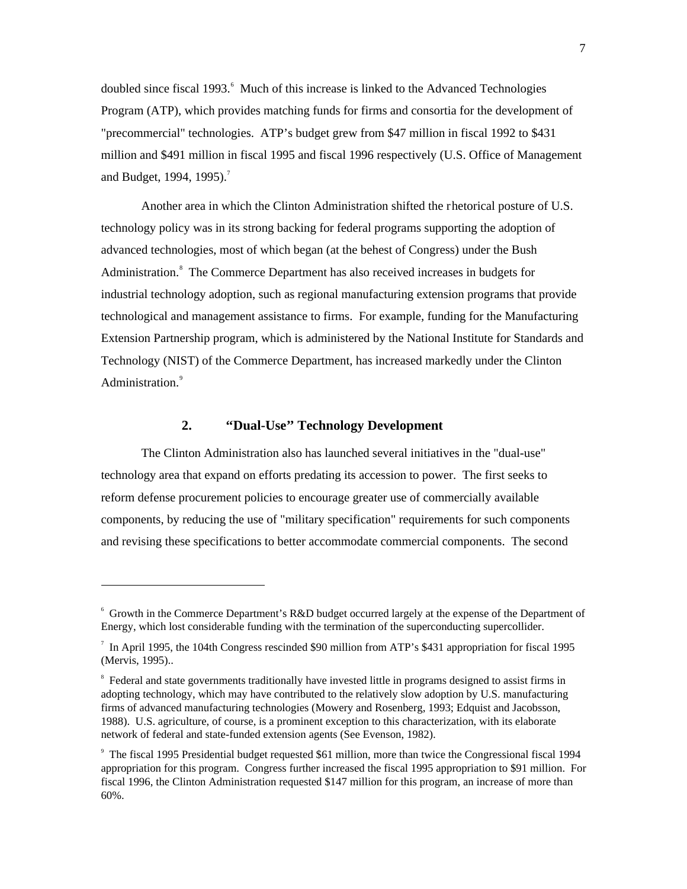doubled since fiscal 1993.[6] Much of this increase is linked to the Advanced Technologies Program (ATP), which provides matching funds for firms and consortia for the development of "precommercial" technologies. ATP's budget grew from $47 million in fiscal 1992 to $431 million and $491 million in fiscal 1995 and fiscal 1996 respectively (U.S. Office of Management and Budget, 1994, 1995).[7]

Another area in which the Clinton Administration shifted the rhetorical posture of U.S. technology policy was in its strong backing for federal programs supporting the adoption of advanced technologies, most of which began (at the behest of Congress) under the Bush Administration.[8] The Commerce Department has also received increases in budgets for industrial technology adoption, such as regional manufacturing extension programs that provide technological and management assistance to firms. For example, funding for the Manufacturing Extension Partnership program, which is administered by the National Institute for Standards and Technology (NIST) of the Commerce Department, has increased markedly under the Clinton Administration.[9]

### 2. "Dual-Use" Technology Development

The Clinton Administration also has launched several initiatives in the "dual-use" technology area that expand on efforts predating its accession to power. The first seeks to reform defense procurement policies to encourage greater use of commercially available components, by reducing the use of "military specification" requirements for such components and revising these specifications to better accommodate commercial components. The second

---

[6] Growth in the Commerce Department's R&D budget occurred largely at the expense of the Department of Energy, which lost considerable funding with the termination of the superconducting supercollider.

[7] In April 1995, the 104th Congress rescinded $90 million from ATP's $431 appropriation for fiscal 1995 (Mervis, 1995)..

[8] Federal and state governments traditionally have invested little in programs designed to assist firms in adopting technology, which may have contributed to the relatively slow adoption by U.S. manufacturing firms of advanced manufacturing technologies (Mowery and Rosenberg, 1993; Edquist and Jacobsson, 1988). U.S. agriculture, of course, is a prominent exception to this characterization, with its elaborate network of federal and state-funded extension agents (See Evenson, 1982).

[9] The fiscal 1995 Presidential budget requested $61 million, more than twice the Congressional fiscal 1994 appropriation for this program. Congress further increased the fiscal 1995 appropriation to $91 million. For fiscal 1996, the Clinton Administration requested $147 million for this program, an increase of more than 60%.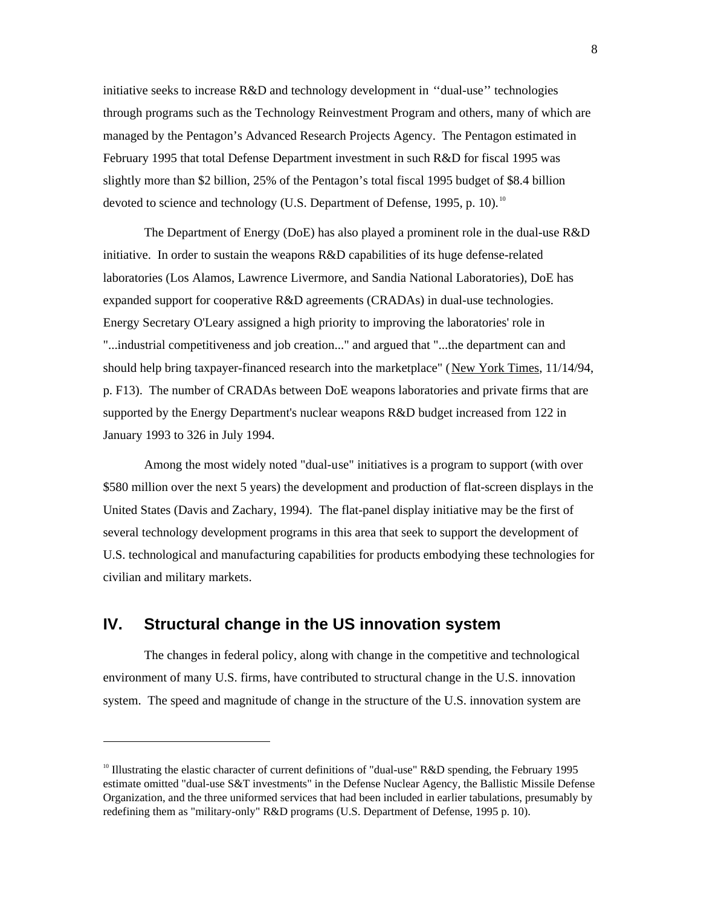initiative seeks to increase R&D and technology development in ''dual-use'' technologies through programs such as the Technology Reinvestment Program and others, many of which are managed by the Pentagon's Advanced Research Projects Agency. The Pentagon estimated in February 1995 that total Defense Department investment in such R&D for fiscal 1995 was slightly more than $2 billion, 25% of the Pentagon's total fiscal 1995 budget of $8.4 billion devoted to science and technology (U.S. Department of Defense, 1995, p. 10).[10]

The Department of Energy (DoE) has also played a prominent role in the dual-use R&D initiative. In order to sustain the weapons R&D capabilities of its huge defense-related laboratories (Los Alamos, Lawrence Livermore, and Sandia National Laboratories), DoE has expanded support for cooperative R&D agreements (CRADAs) in dual-use technologies. Energy Secretary O'Leary assigned a high priority to improving the laboratories' role in "...industrial competitiveness and job creation..." and argued that "...the department can and should help bring taxpayer-financed research into the marketplace" (New York Times, 11/14/94, p. F13). The number of CRADAs between DoE weapons laboratories and private firms that are supported by the Energy Department's nuclear weapons R&D budget increased from 122 in January 1993 to 326 in July 1994.

Among the most widely noted "dual-use" initiatives is a program to support (with over $580 million over the next 5 years) the development and production of flat-screen displays in the United States (Davis and Zachary, 1994). The flat-panel display initiative may be the first of several technology development programs in this area that seek to support the development of U.S. technological and manufacturing capabilities for products embodying these technologies for civilian and military markets.

## IV. Structural change in the US innovation system

The changes in federal policy, along with change in the competitive and technological environment of many U.S. firms, have contributed to structural change in the U.S. innovation system. The speed and magnitude of change in the structure of the U.S. innovation system are

---

[10] Illustrating the elastic character of current definitions of "dual-use" R&D spending, the February 1995 estimate omitted "dual-use S&T investments" in the Defense Nuclear Agency, the Ballistic Missile Defense Organization, and the three uniformed services that had been included in earlier tabulations, presumably by redefining them as "military-only" R&D programs (U.S. Department of Defense, 1995 p. 10).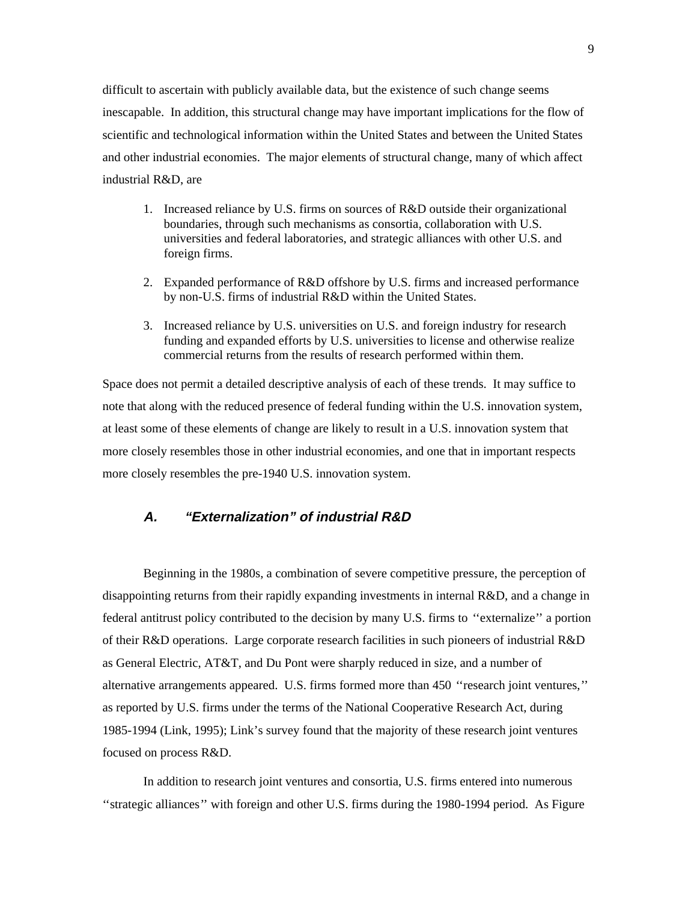difficult to ascertain with publicly available data, but the existence of such change seems inescapable. In addition, this structural change may have important implications for the flow of scientific and technological information within the United States and between the United States and other industrial economies. The major elements of structural change, many of which affect industrial R&D, are

1. Increased reliance by U.S. firms on sources of R&D outside their organizational boundaries, through such mechanisms as consortia, collaboration with U.S. universities and federal laboratories, and strategic alliances with other U.S. and foreign firms.

2. Expanded performance of R&D offshore by U.S. firms and increased performance by non-U.S. firms of industrial R&D within the United States.

3. Increased reliance by U.S. universities on U.S. and foreign industry for research funding and expanded efforts by U.S. universities to license and otherwise realize commercial returns from the results of research performed within them.

Space does not permit a detailed descriptive analysis of each of these trends. It may suffice to note that along with the reduced presence of federal funding within the U.S. innovation system, at least some of these elements of change are likely to result in a U.S. innovation system that more closely resembles those in other industrial economies, and one that in important respects more closely resembles the pre-1940 U.S. innovation system.

### *A. "Externalization" of industrial R&D*

Beginning in the 1980s, a combination of severe competitive pressure, the perception of disappointing returns from their rapidly expanding investments in internal R&D, and a change in federal antitrust policy contributed to the decision by many U.S. firms to ''externalize'' a portion of their R&D operations. Large corporate research facilities in such pioneers of industrial R&D as General Electric, AT&T, and Du Pont were sharply reduced in size, and a number of alternative arrangements appeared. U.S. firms formed more than 450 ''research joint ventures,'' as reported by U.S. firms under the terms of the National Cooperative Research Act, during 1985-1994 (Link, 1995); Link's survey found that the majority of these research joint ventures focused on process R&D.

In addition to research joint ventures and consortia, U.S. firms entered into numerous ''strategic alliances'' with foreign and other U.S. firms during the 1980-1994 period. As Figure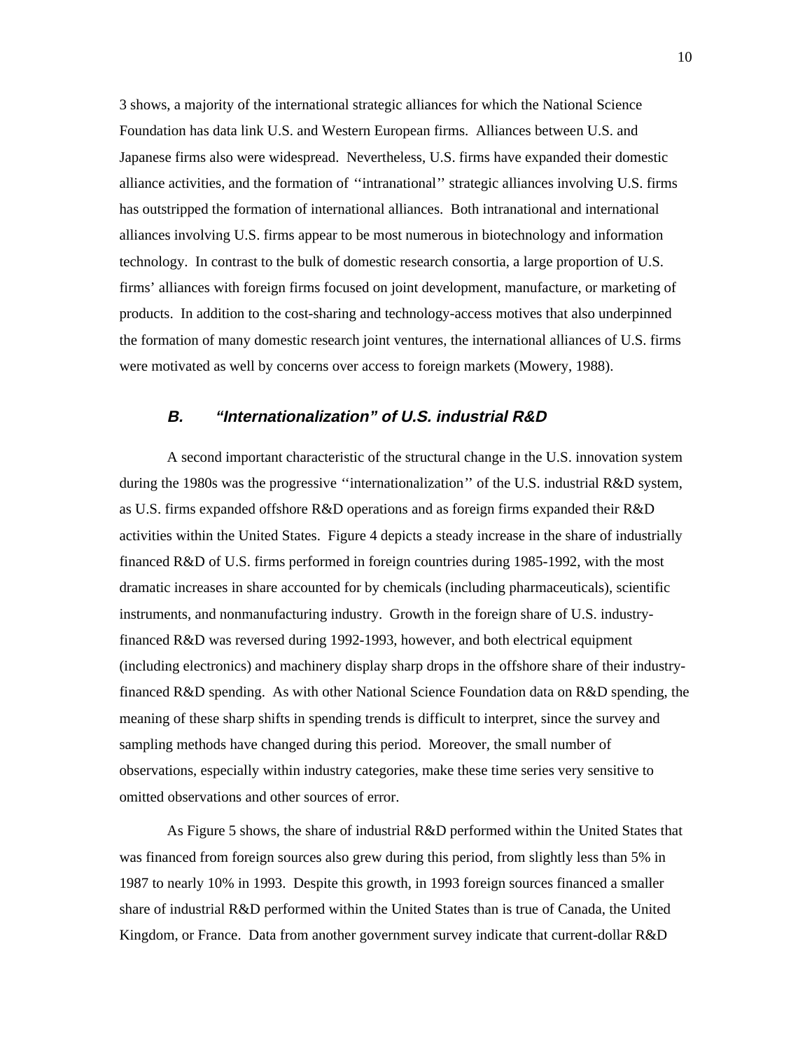3 shows, a majority of the international strategic alliances for which the National Science Foundation has data link U.S. and Western European firms. Alliances between U.S. and Japanese firms also were widespread. Nevertheless, U.S. firms have expanded their domestic alliance activities, and the formation of ''intranational'' strategic alliances involving U.S. firms has outstripped the formation of international alliances. Both intranational and international alliances involving U.S. firms appear to be most numerous in biotechnology and information technology. In contrast to the bulk of domestic research consortia, a large proportion of U.S. firms' alliances with foreign firms focused on joint development, manufacture, or marketing of products. In addition to the cost-sharing and technology-access motives that also underpinned the formation of many domestic research joint ventures, the international alliances of U.S. firms were motivated as well by concerns over access to foreign markets (Mowery, 1988).

### *B. "Internationalization" of U.S. industrial R&D*

A second important characteristic of the structural change in the U.S. innovation system during the 1980s was the progressive ''internationalization'' of the U.S. industrial R&D system, as U.S. firms expanded offshore R&D operations and as foreign firms expanded their R&D activities within the United States. Figure 4 depicts a steady increase in the share of industrially financed R&D of U.S. firms performed in foreign countries during 1985-1992, with the most dramatic increases in share accounted for by chemicals (including pharmaceuticals), scientific instruments, and nonmanufacturing industry. Growth in the foreign share of U.S. industry-financed R&D was reversed during 1992-1993, however, and both electrical equipment (including electronics) and machinery display sharp drops in the offshore share of their industry-financed R&D spending. As with other National Science Foundation data on R&D spending, the meaning of these sharp shifts in spending trends is difficult to interpret, since the survey and sampling methods have changed during this period. Moreover, the small number of observations, especially within industry categories, make these time series very sensitive to omitted observations and other sources of error.

As Figure 5 shows, the share of industrial R&D performed within the United States that was financed from foreign sources also grew during this period, from slightly less than 5% in 1987 to nearly 10% in 1993. Despite this growth, in 1993 foreign sources financed a smaller share of industrial R&D performed within the United States than is true of Canada, the United Kingdom, or France. Data from another government survey indicate that current-dollar R&D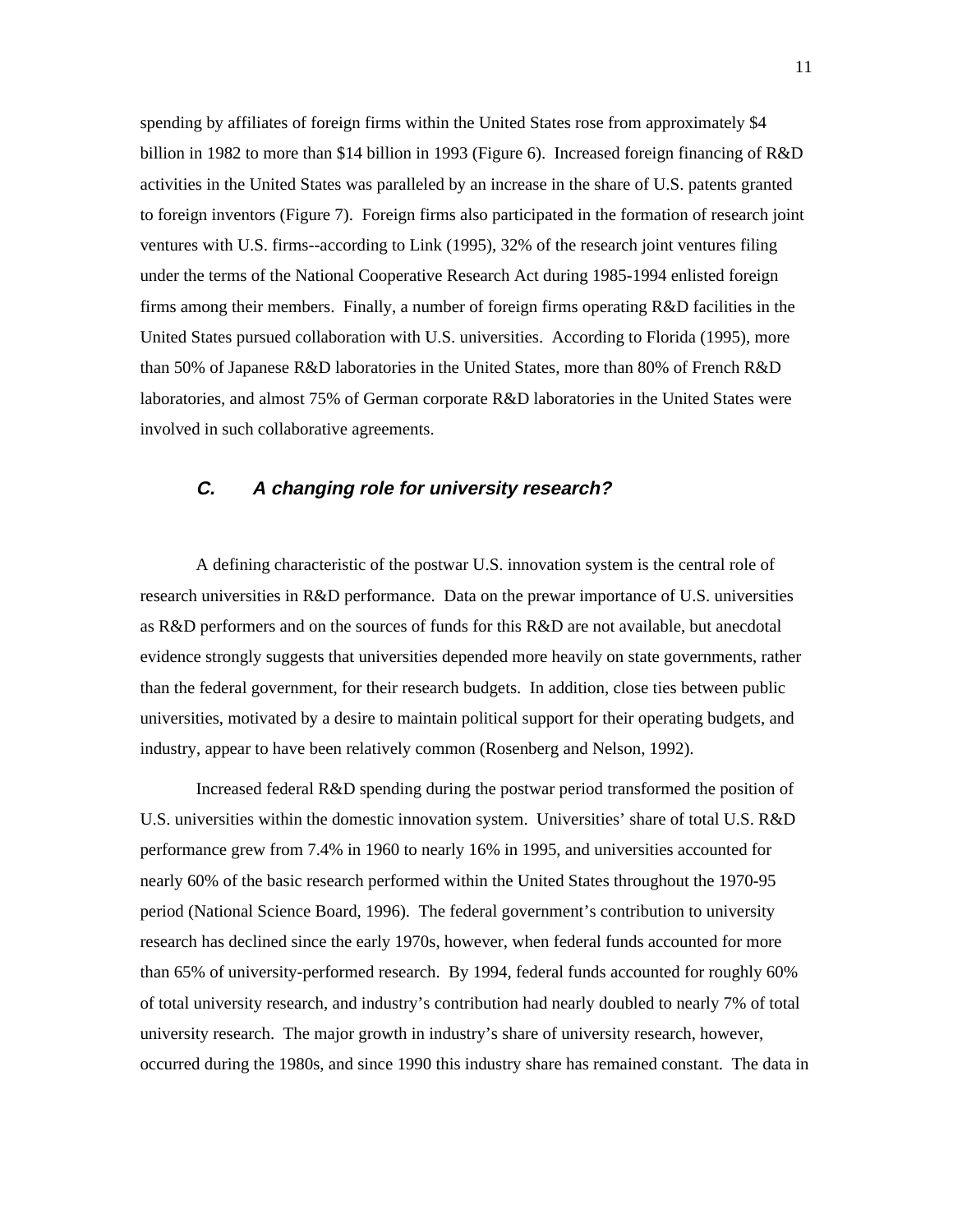spending by affiliates of foreign firms within the United States rose from approximately $4 billion in 1982 to more than $14 billion in 1993 (Figure 6). Increased foreign financing of R&D activities in the United States was paralleled by an increase in the share of U.S. patents granted to foreign inventors (Figure 7). Foreign firms also participated in the formation of research joint ventures with U.S. firms--according to Link (1995), 32% of the research joint ventures filing under the terms of the National Cooperative Research Act during 1985-1994 enlisted foreign firms among their members. Finally, a number of foreign firms operating R&D facilities in the United States pursued collaboration with U.S. universities. According to Florida (1995), more than 50% of Japanese R&D laboratories in the United States, more than 80% of French R&D laboratories, and almost 75% of German corporate R&D laboratories in the United States were involved in such collaborative agreements.

### *C. A changing role for university research?*

A defining characteristic of the postwar U.S. innovation system is the central role of research universities in R&D performance. Data on the prewar importance of U.S. universities as R&D performers and on the sources of funds for this R&D are not available, but anecdotal evidence strongly suggests that universities depended more heavily on state governments, rather than the federal government, for their research budgets. In addition, close ties between public universities, motivated by a desire to maintain political support for their operating budgets, and industry, appear to have been relatively common (Rosenberg and Nelson, 1992).

Increased federal R&D spending during the postwar period transformed the position of U.S. universities within the domestic innovation system. Universities' share of total U.S. R&D performance grew from 7.4% in 1960 to nearly 16% in 1995, and universities accounted for nearly 60% of the basic research performed within the United States throughout the 1970-95 period (National Science Board, 1996). The federal government's contribution to university research has declined since the early 1970s, however, when federal funds accounted for more than 65% of university-performed research. By 1994, federal funds accounted for roughly 60% of total university research, and industry's contribution had nearly doubled to nearly 7% of total university research. The major growth in industry's share of university research, however, occurred during the 1980s, and since 1990 this industry share has remained constant. The data in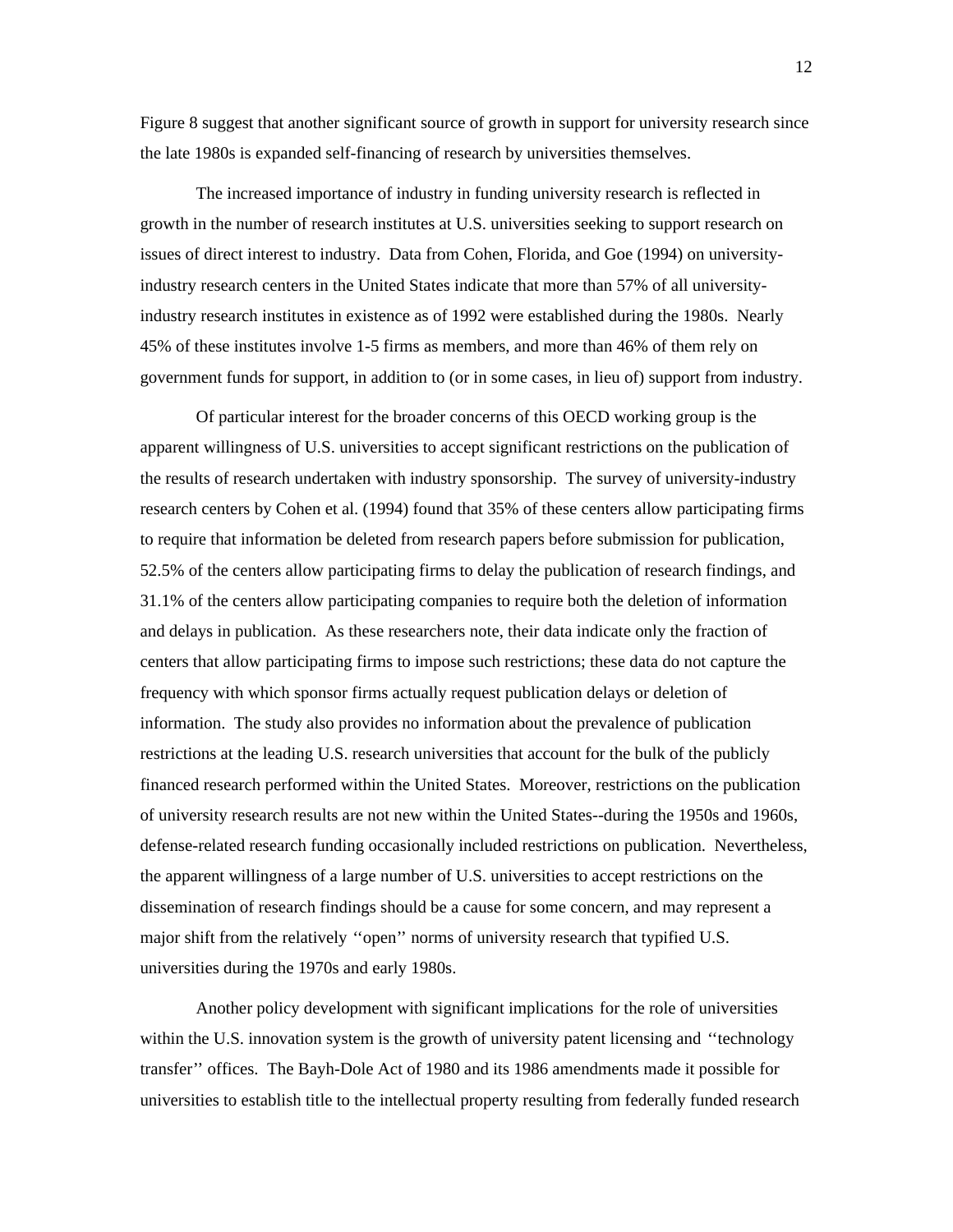Figure 8 suggest that another significant source of growth in support for university research since the late 1980s is expanded self-financing of research by universities themselves.

The increased importance of industry in funding university research is reflected in growth in the number of research institutes at U.S. universities seeking to support research on issues of direct interest to industry. Data from Cohen, Florida, and Goe (1994) on university-industry research centers in the United States indicate that more than 57% of all university-industry research institutes in existence as of 1992 were established during the 1980s. Nearly 45% of these institutes involve 1-5 firms as members, and more than 46% of them rely on government funds for support, in addition to (or in some cases, in lieu of) support from industry.

Of particular interest for the broader concerns of this OECD working group is the apparent willingness of U.S. universities to accept significant restrictions on the publication of the results of research undertaken with industry sponsorship. The survey of university-industry research centers by Cohen et al. (1994) found that 35% of these centers allow participating firms to require that information be deleted from research papers before submission for publication, 52.5% of the centers allow participating firms to delay the publication of research findings, and 31.1% of the centers allow participating companies to require both the deletion of information and delays in publication. As these researchers note, their data indicate only the fraction of centers that allow participating firms to impose such restrictions; these data do not capture the frequency with which sponsor firms actually request publication delays or deletion of information. The study also provides no information about the prevalence of publication restrictions at the leading U.S. research universities that account for the bulk of the publicly financed research performed within the United States. Moreover, restrictions on the publication of university research results are not new within the United States--during the 1950s and 1960s, defense-related research funding occasionally included restrictions on publication. Nevertheless, the apparent willingness of a large number of U.S. universities to accept restrictions on the dissemination of research findings should be a cause for some concern, and may represent a major shift from the relatively ‘‘open’’ norms of university research that typified U.S. universities during the 1970s and early 1980s.

Another policy development with significant implications for the role of universities within the U.S. innovation system is the growth of university patent licensing and ‘‘technology transfer’’ offices. The Bayh-Dole Act of 1980 and its 1986 amendments made it possible for universities to establish title to the intellectual property resulting from federally funded research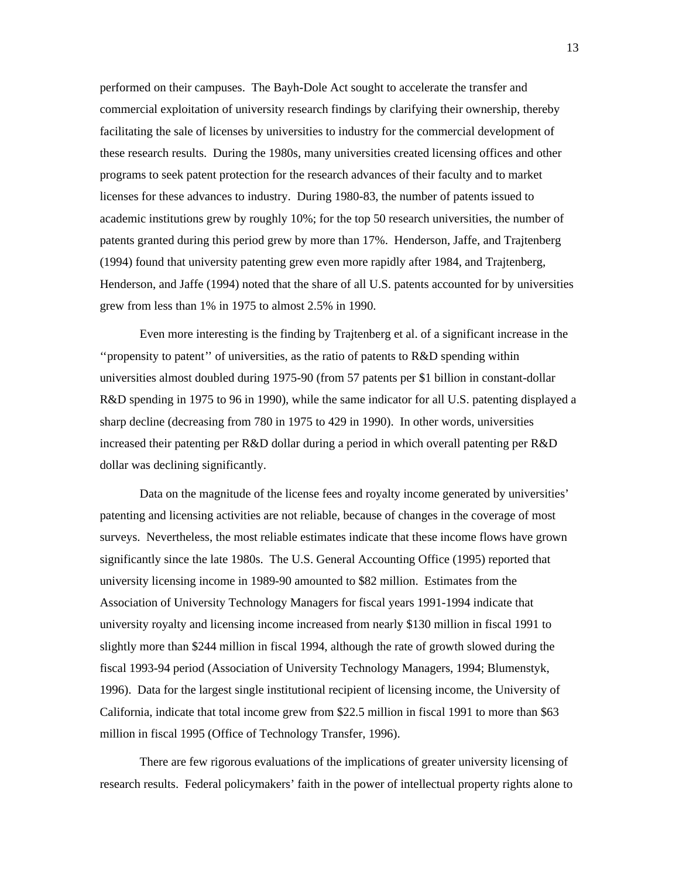performed on their campuses. The Bayh-Dole Act sought to accelerate the transfer and commercial exploitation of university research findings by clarifying their ownership, thereby facilitating the sale of licenses by universities to industry for the commercial development of these research results. During the 1980s, many universities created licensing offices and other programs to seek patent protection for the research advances of their faculty and to market licenses for these advances to industry. During 1980-83, the number of patents issued to academic institutions grew by roughly 10%; for the top 50 research universities, the number of patents granted during this period grew by more than 17%. Henderson, Jaffe, and Trajtenberg (1994) found that university patenting grew even more rapidly after 1984, and Trajtenberg, Henderson, and Jaffe (1994) noted that the share of all U.S. patents accounted for by universities grew from less than 1% in 1975 to almost 2.5% in 1990.

Even more interesting is the finding by Trajtenberg et al. of a significant increase in the ''propensity to patent'' of universities, as the ratio of patents to R&D spending within universities almost doubled during 1975-90 (from 57 patents per $1 billion in constant-dollar R&D spending in 1975 to 96 in 1990), while the same indicator for all U.S. patenting displayed a sharp decline (decreasing from 780 in 1975 to 429 in 1990). In other words, universities increased their patenting per R&D dollar during a period in which overall patenting per R&D dollar was declining significantly.

Data on the magnitude of the license fees and royalty income generated by universities' patenting and licensing activities are not reliable, because of changes in the coverage of most surveys. Nevertheless, the most reliable estimates indicate that these income flows have grown significantly since the late 1980s. The U.S. General Accounting Office (1995) reported that university licensing income in 1989-90 amounted to $82 million. Estimates from the Association of University Technology Managers for fiscal years 1991-1994 indicate that university royalty and licensing income increased from nearly $130 million in fiscal 1991 to slightly more than $244 million in fiscal 1994, although the rate of growth slowed during the fiscal 1993-94 period (Association of University Technology Managers, 1994; Blumenstyk, 1996). Data for the largest single institutional recipient of licensing income, the University of California, indicate that total income grew from $22.5 million in fiscal 1991 to more than $63 million in fiscal 1995 (Office of Technology Transfer, 1996).

There are few rigorous evaluations of the implications of greater university licensing of research results. Federal policymakers' faith in the power of intellectual property rights alone to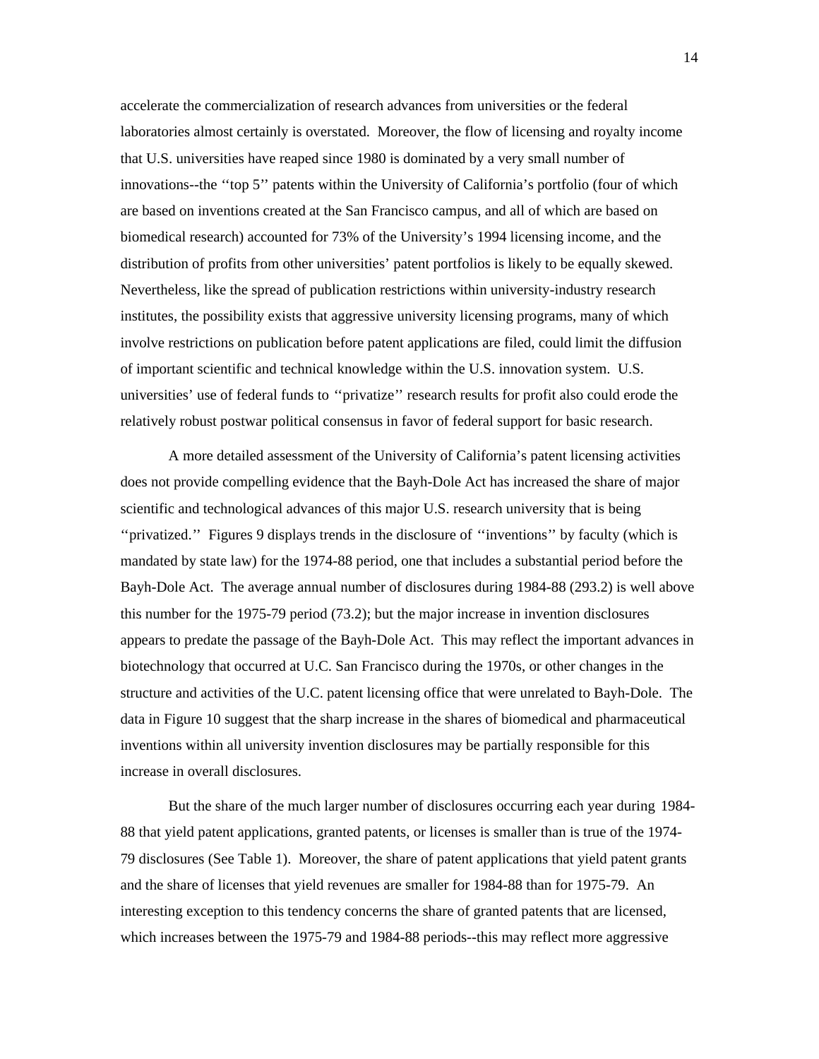accelerate the commercialization of research advances from universities or the federal laboratories almost certainly is overstated. Moreover, the flow of licensing and royalty income that U.S. universities have reaped since 1980 is dominated by a very small number of innovations--the ''top 5'' patents within the University of California's portfolio (four of which are based on inventions created at the San Francisco campus, and all of which are based on biomedical research) accounted for 73% of the University's 1994 licensing income, and the distribution of profits from other universities' patent portfolios is likely to be equally skewed. Nevertheless, like the spread of publication restrictions within university-industry research institutes, the possibility exists that aggressive university licensing programs, many of which involve restrictions on publication before patent applications are filed, could limit the diffusion of important scientific and technical knowledge within the U.S. innovation system. U.S. universities' use of federal funds to ''privatize'' research results for profit also could erode the relatively robust postwar political consensus in favor of federal support for basic research.

A more detailed assessment of the University of California's patent licensing activities does not provide compelling evidence that the Bayh-Dole Act has increased the share of major scientific and technological advances of this major U.S. research university that is being ''privatized.'' Figures 9 displays trends in the disclosure of ''inventions'' by faculty (which is mandated by state law) for the 1974-88 period, one that includes a substantial period before the Bayh-Dole Act. The average annual number of disclosures during 1984-88 (293.2) is well above this number for the 1975-79 period (73.2); but the major increase in invention disclosures appears to predate the passage of the Bayh-Dole Act. This may reflect the important advances in biotechnology that occurred at U.C. San Francisco during the 1970s, or other changes in the structure and activities of the U.C. patent licensing office that were unrelated to Bayh-Dole. The data in Figure 10 suggest that the sharp increase in the shares of biomedical and pharmaceutical inventions within all university invention disclosures may be partially responsible for this increase in overall disclosures.

But the share of the much larger number of disclosures occurring each year during 1984-88 that yield patent applications, granted patents, or licenses is smaller than is true of the 1974-79 disclosures (See Table 1). Moreover, the share of patent applications that yield patent grants and the share of licenses that yield revenues are smaller for 1984-88 than for 1975-79. An interesting exception to this tendency concerns the share of granted patents that are licensed, which increases between the 1975-79 and 1984-88 periods--this may reflect more aggressive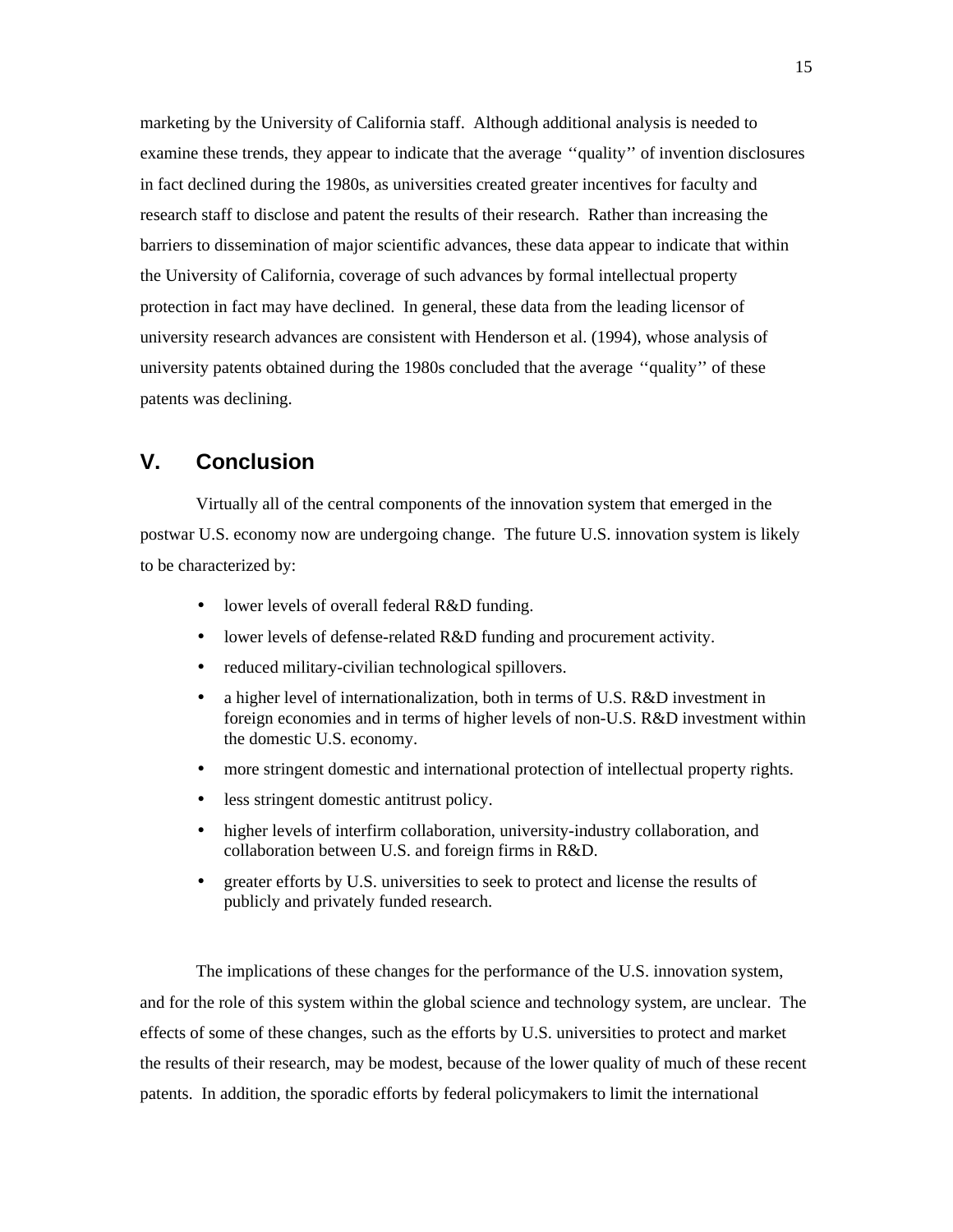marketing by the University of California staff. Although additional analysis is needed to examine these trends, they appear to indicate that the average ‘‘quality’’ of invention disclosures in fact declined during the 1980s, as universities created greater incentives for faculty and research staff to disclose and patent the results of their research. Rather than increasing the barriers to dissemination of major scientific advances, these data appear to indicate that within the University of California, coverage of such advances by formal intellectual property protection in fact may have declined. In general, these data from the leading licensor of university research advances are consistent with Henderson et al. (1994), whose analysis of university patents obtained during the 1980s concluded that the average ‘‘quality’’ of these patents was declining.

## V. Conclusion

Virtually all of the central components of the innovation system that emerged in the postwar U.S. economy now are undergoing change. The future U.S. innovation system is likely to be characterized by:

- lower levels of overall federal R&D funding.
- lower levels of defense-related R&D funding and procurement activity.
- reduced military-civilian technological spillovers.
- a higher level of internationalization, both in terms of U.S. R&D investment in foreign economies and in terms of higher levels of non-U.S. R&D investment within the domestic U.S. economy.
- more stringent domestic and international protection of intellectual property rights.
- less stringent domestic antitrust policy.
- higher levels of interfirm collaboration, university-industry collaboration, and collaboration between U.S. and foreign firms in R&D.
- greater efforts by U.S. universities to seek to protect and license the results of publicly and privately funded research.

The implications of these changes for the performance of the U.S. innovation system, and for the role of this system within the global science and technology system, are unclear. The effects of some of these changes, such as the efforts by U.S. universities to protect and market the results of their research, may be modest, because of the lower quality of much of these recent patents. In addition, the sporadic efforts by federal policymakers to limit the international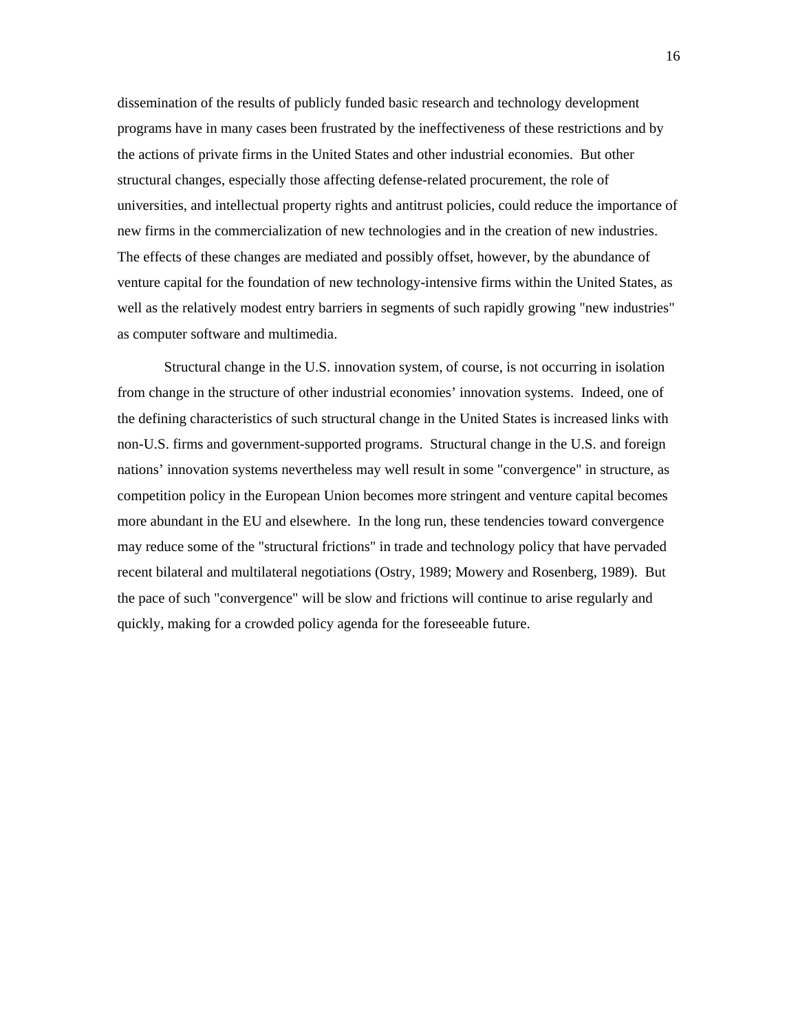dissemination of the results of publicly funded basic research and technology development programs have in many cases been frustrated by the ineffectiveness of these restrictions and by the actions of private firms in the United States and other industrial economies. But other structural changes, especially those affecting defense-related procurement, the role of universities, and intellectual property rights and antitrust policies, could reduce the importance of new firms in the commercialization of new technologies and in the creation of new industries. The effects of these changes are mediated and possibly offset, however, by the abundance of venture capital for the foundation of new technology-intensive firms within the United States, as well as the relatively modest entry barriers in segments of such rapidly growing "new industries" as computer software and multimedia.

Structural change in the U.S. innovation system, of course, is not occurring in isolation from change in the structure of other industrial economies' innovation systems. Indeed, one of the defining characteristics of such structural change in the United States is increased links with non-U.S. firms and government-supported programs. Structural change in the U.S. and foreign nations' innovation systems nevertheless may well result in some "convergence" in structure, as competition policy in the European Union becomes more stringent and venture capital becomes more abundant in the EU and elsewhere. In the long run, these tendencies toward convergence may reduce some of the "structural frictions" in trade and technology policy that have pervaded recent bilateral and multilateral negotiations (Ostry, 1989; Mowery and Rosenberg, 1989). But the pace of such "convergence" will be slow and frictions will continue to arise regularly and quickly, making for a crowded policy agenda for the foreseeable future.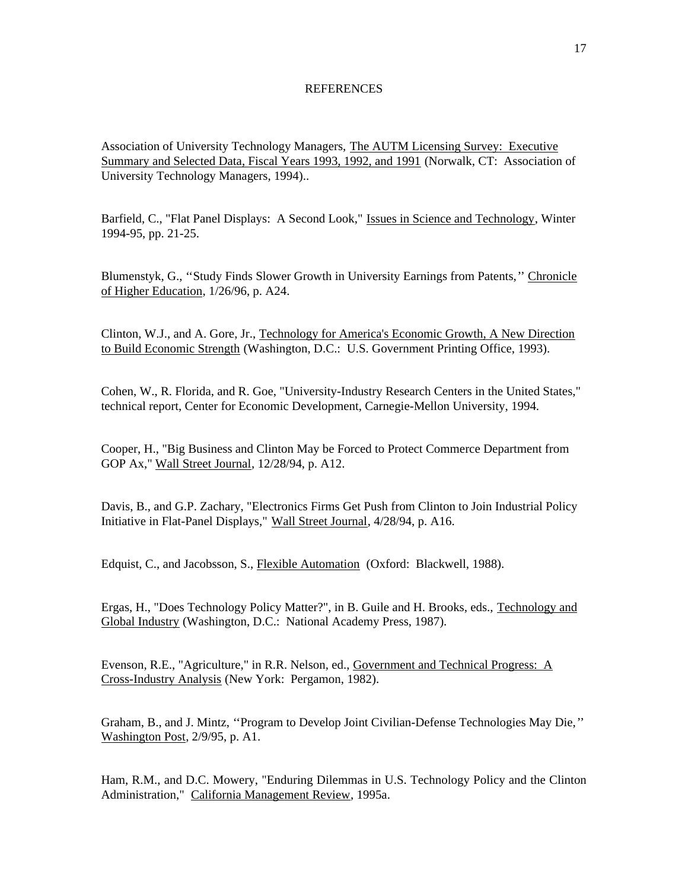# REFERENCES

Association of University Technology Managers, The AUTM Licensing Survey: Executive Summary and Selected Data, Fiscal Years 1993, 1992, and 1991 (Norwalk, CT: Association of University Technology Managers, 1994)..

Barfield, C., "Flat Panel Displays: A Second Look," Issues in Science and Technology, Winter 1994-95, pp. 21-25.

Blumenstyk, G., ''Study Finds Slower Growth in University Earnings from Patents,'' Chronicle of Higher Education, 1/26/96, p. A24.

Clinton, W.J., and A. Gore, Jr., Technology for America's Economic Growth, A New Direction to Build Economic Strength (Washington, D.C.: U.S. Government Printing Office, 1993).

Cohen, W., R. Florida, and R. Goe, "University-Industry Research Centers in the United States," technical report, Center for Economic Development, Carnegie-Mellon University, 1994.

Cooper, H., "Big Business and Clinton May be Forced to Protect Commerce Department from GOP Ax," Wall Street Journal, 12/28/94, p. A12.

Davis, B., and G.P. Zachary, "Electronics Firms Get Push from Clinton to Join Industrial Policy Initiative in Flat-Panel Displays," Wall Street Journal, 4/28/94, p. A16.

Edquist, C., and Jacobsson, S., Flexible Automation (Oxford: Blackwell, 1988).

Ergas, H., "Does Technology Policy Matter?", in B. Guile and H. Brooks, eds., Technology and Global Industry (Washington, D.C.: National Academy Press, 1987).

Evenson, R.E., "Agriculture," in R.R. Nelson, ed., Government and Technical Progress: A Cross-Industry Analysis (New York: Pergamon, 1982).

Graham, B., and J. Mintz, ''Program to Develop Joint Civilian-Defense Technologies May Die,'' Washington Post, 2/9/95, p. A1.

Ham, R.M., and D.C. Mowery, "Enduring Dilemmas in U.S. Technology Policy and the Clinton Administration," California Management Review, 1995a.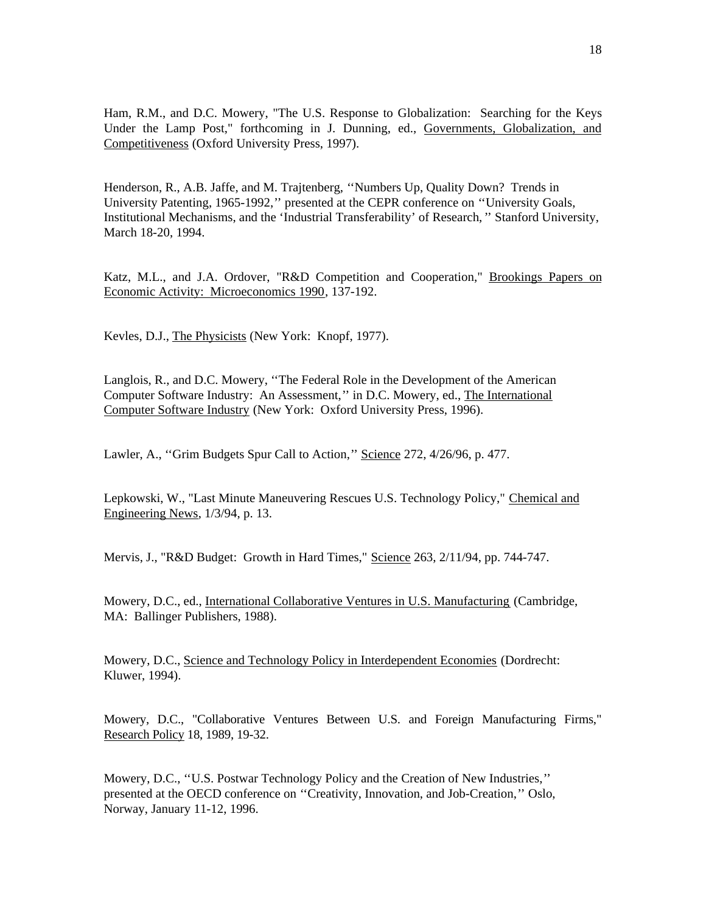Ham, R.M., and D.C. Mowery, "The U.S. Response to Globalization: Searching for the Keys Under the Lamp Post," forthcoming in J. Dunning, ed., Governments, Globalization, and Competitiveness (Oxford University Press, 1997).

Henderson, R., A.B. Jaffe, and M. Trajtenberg, ''Numbers Up, Quality Down? Trends in University Patenting, 1965-1992,'' presented at the CEPR conference on ''University Goals, Institutional Mechanisms, and the 'Industrial Transferability' of Research,'' Stanford University, March 18-20, 1994.

Katz, M.L., and J.A. Ordover, "R&D Competition and Cooperation," Brookings Papers on Economic Activity: Microeconomics 1990, 137-192.

Kevles, D.J., The Physicists (New York: Knopf, 1977).

Langlois, R., and D.C. Mowery, ''The Federal Role in the Development of the American Computer Software Industry: An Assessment,'' in D.C. Mowery, ed., The International Computer Software Industry (New York: Oxford University Press, 1996).

Lawler, A., ''Grim Budgets Spur Call to Action,'' Science 272, 4/26/96, p. 477.

Lepkowski, W., "Last Minute Maneuvering Rescues U.S. Technology Policy," Chemical and Engineering News, 1/3/94, p. 13.

Mervis, J., "R&D Budget: Growth in Hard Times," Science 263, 2/11/94, pp. 744-747.

Mowery, D.C., ed., International Collaborative Ventures in U.S. Manufacturing (Cambridge, MA: Ballinger Publishers, 1988).

Mowery, D.C., Science and Technology Policy in Interdependent Economies (Dordrecht: Kluwer, 1994).

Mowery, D.C., "Collaborative Ventures Between U.S. and Foreign Manufacturing Firms," Research Policy 18, 1989, 19-32.

Mowery, D.C., ''U.S. Postwar Technology Policy and the Creation of New Industries,'' presented at the OECD conference on ''Creativity, Innovation, and Job-Creation,'' Oslo, Norway, January 11-12, 1996.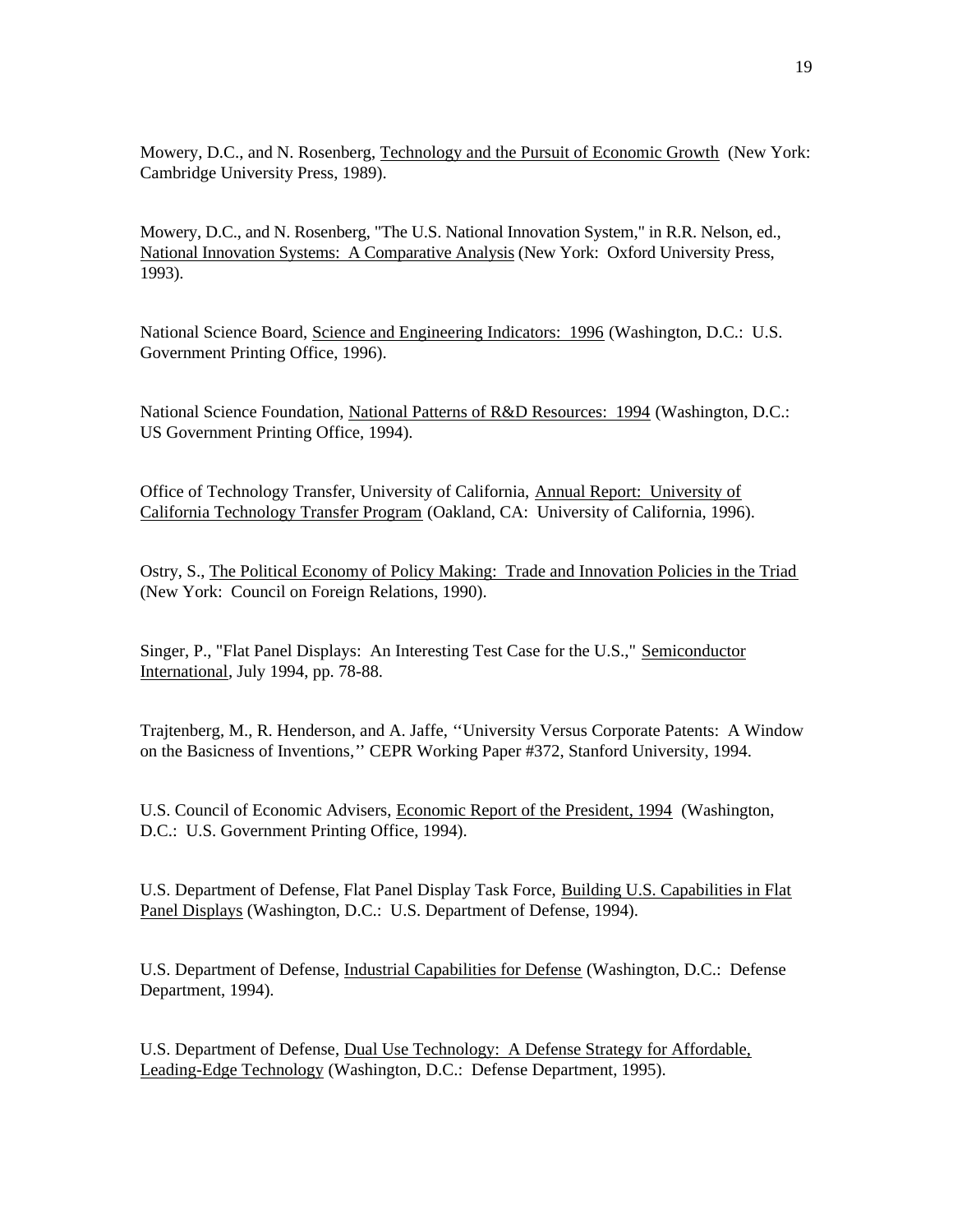Mowery, D.C., and N. Rosenberg, Technology and the Pursuit of Economic Growth (New York: Cambridge University Press, 1989).

Mowery, D.C., and N. Rosenberg, "The U.S. National Innovation System," in R.R. Nelson, ed., National Innovation Systems: A Comparative Analysis (New York: Oxford University Press, 1993).

National Science Board, Science and Engineering Indicators: 1996 (Washington, D.C.: U.S. Government Printing Office, 1996).

National Science Foundation, National Patterns of R&D Resources: 1994 (Washington, D.C.: US Government Printing Office, 1994).

Office of Technology Transfer, University of California, Annual Report: University of California Technology Transfer Program (Oakland, CA: University of California, 1996).

Ostry, S., The Political Economy of Policy Making: Trade and Innovation Policies in the Triad (New York: Council on Foreign Relations, 1990).

Singer, P., "Flat Panel Displays: An Interesting Test Case for the U.S.," Semiconductor International, July 1994, pp. 78-88.

Trajtenberg, M., R. Henderson, and A. Jaffe, ''University Versus Corporate Patents: A Window on the Basicness of Inventions,'' CEPR Working Paper #372, Stanford University, 1994.

U.S. Council of Economic Advisers, Economic Report of the President, 1994 (Washington, D.C.: U.S. Government Printing Office, 1994).

U.S. Department of Defense, Flat Panel Display Task Force, Building U.S. Capabilities in Flat Panel Displays (Washington, D.C.: U.S. Department of Defense, 1994).

U.S. Department of Defense, Industrial Capabilities for Defense (Washington, D.C.: Defense Department, 1994).

U.S. Department of Defense, Dual Use Technology: A Defense Strategy for Affordable, Leading-Edge Technology (Washington, D.C.: Defense Department, 1995).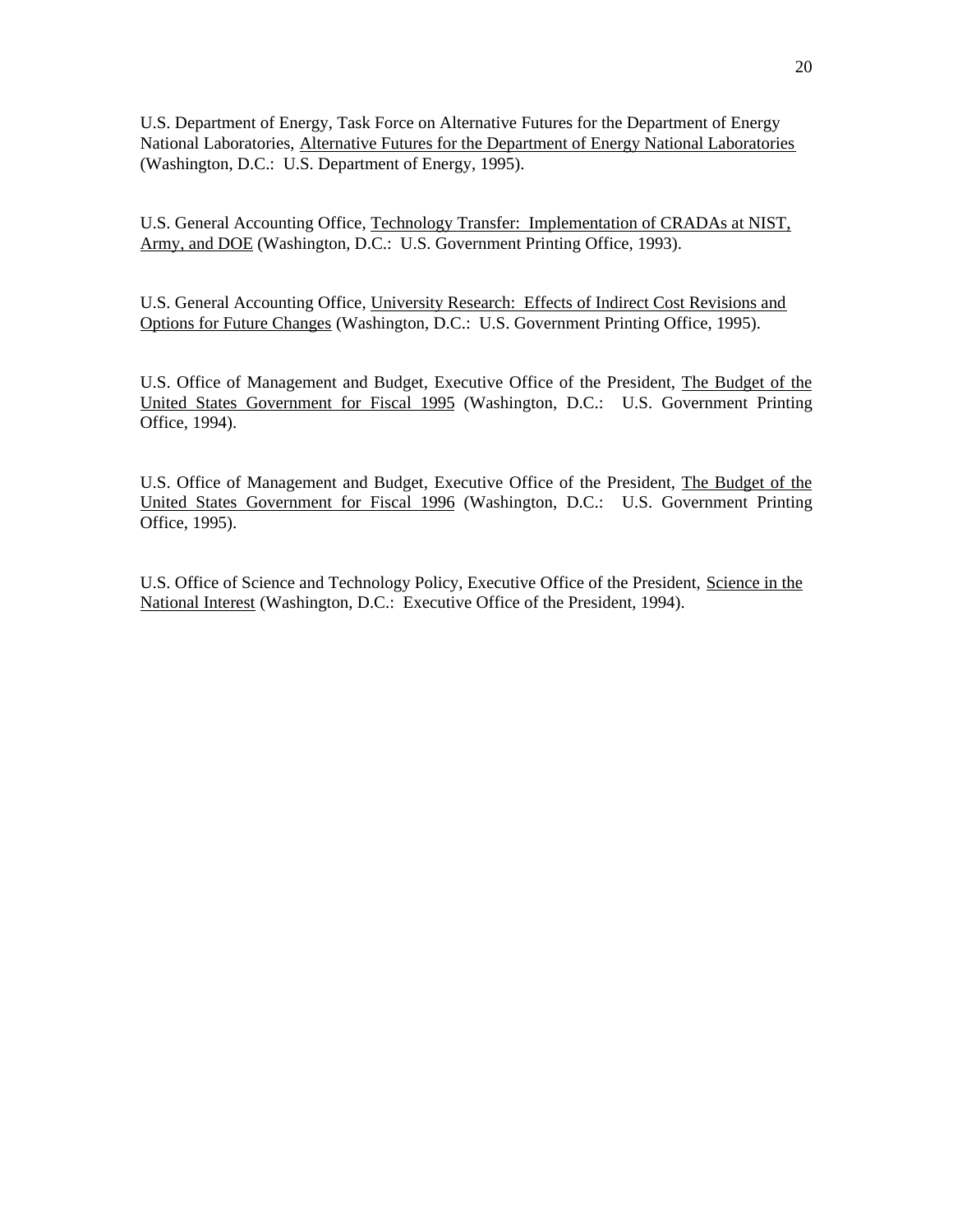U.S. Department of Energy, Task Force on Alternative Futures for the Department of Energy National Laboratories, <u>Alternative Futures for the Department of Energy National Laboratories</u> (Washington, D.C.: U.S. Department of Energy, 1995).

U.S. General Accounting Office, <u>Technology Transfer: Implementation of CRADAs at NIST, Army, and DOE</u> (Washington, D.C.: U.S. Government Printing Office, 1993).

U.S. General Accounting Office, <u>University Research: Effects of Indirect Cost Revisions and Options for Future Changes</u> (Washington, D.C.: U.S. Government Printing Office, 1995).

U.S. Office of Management and Budget, Executive Office of the President, <u>The Budget of the United States Government for Fiscal 1995</u> (Washington, D.C.: U.S. Government Printing Office, 1994).

U.S. Office of Management and Budget, Executive Office of the President, <u>The Budget of the United States Government for Fiscal 1996</u> (Washington, D.C.: U.S. Government Printing Office, 1995).

U.S. Office of Science and Technology Policy, Executive Office of the President, <u>Science in the National Interest</u> (Washington, D.C.: Executive Office of the President, 1994).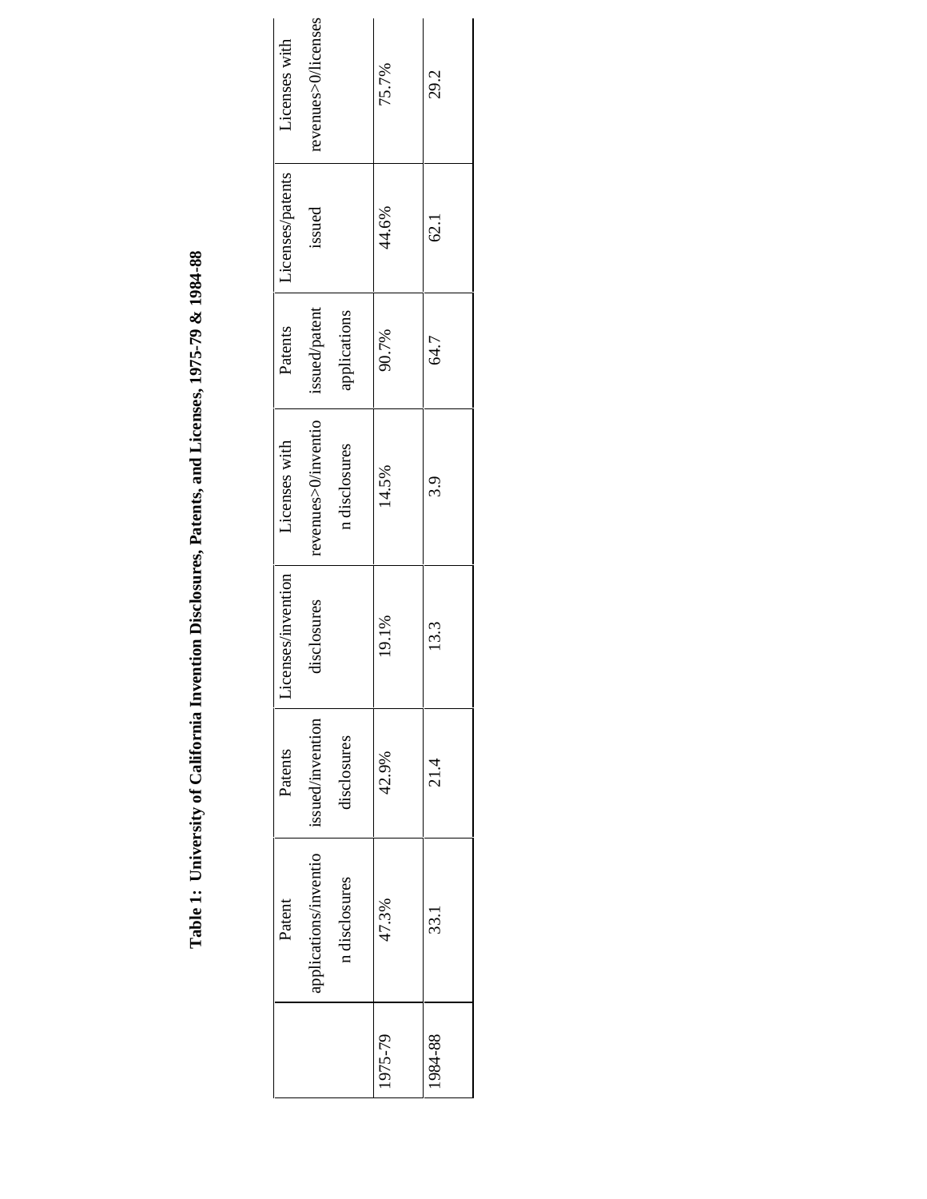**Table 1: University of California Invention Disclosures, Patents, and Licenses, 1975-79 & 1984-88**

| | Patent applications/invention disclosures | Patents issued/invention disclosures | Licenses/invention disclosures | Licenses with revenues>0/invention disclosures | Patents issued/patent applications | Licenses/patents issued | Licenses with revenues>0/licenses |
|---|---|---|---|---|---|---|---|
| 1975-79 | 47.3% | 42.9% | 19.1% | 14.5% | 90.7% | 44.6% | 75.7% |
| 1984-88 | 33.1 | 21.4 | 13.3 | 3.9 | 64.7 | 62.1 | 29.2 |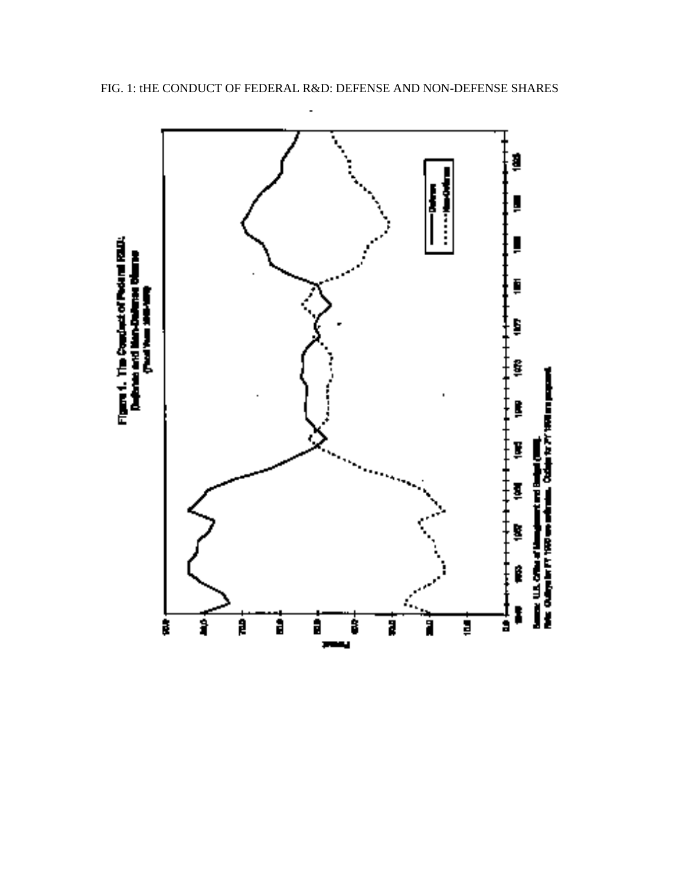FIG. 1: tHE CONDUCT OF FEDERAL R&D: DEFENSE AND NON-DEFENSE SHARES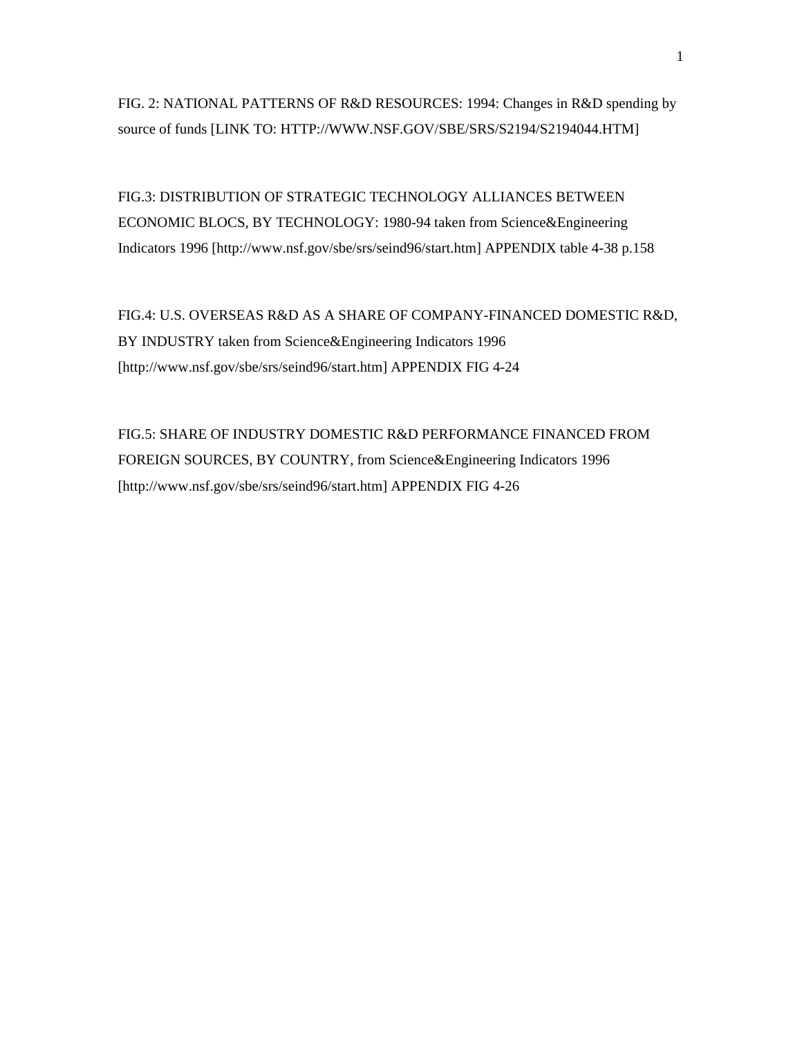FIG. 2: NATIONAL PATTERNS OF R&D RESOURCES: 1994: Changes in R&D spending by source of funds [LINK TO: HTTP://WWW.NSF.GOV/SBE/SRS/S2194/S2194044.HTM]

FIG.3: DISTRIBUTION OF STRATEGIC TECHNOLOGY ALLIANCES BETWEEN ECONOMIC BLOCS, BY TECHNOLOGY: 1980-94 taken from Science&Engineering Indicators 1996 [http://www.nsf.gov/sbe/srs/seind96/start.htm] APPENDIX table 4-38 p.158

FIG.4: U.S. OVERSEAS R&D AS A SHARE OF COMPANY-FINANCED DOMESTIC R&D, BY INDUSTRY taken from Science&Engineering Indicators 1996 [http://www.nsf.gov/sbe/srs/seind96/start.htm] APPENDIX FIG 4-24

FIG.5: SHARE OF INDUSTRY DOMESTIC R&D PERFORMANCE FINANCED FROM FOREIGN SOURCES, BY COUNTRY, from Science&Engineering Indicators 1996 [http://www.nsf.gov/sbe/srs/seind96/start.htm] APPENDIX FIG 4-26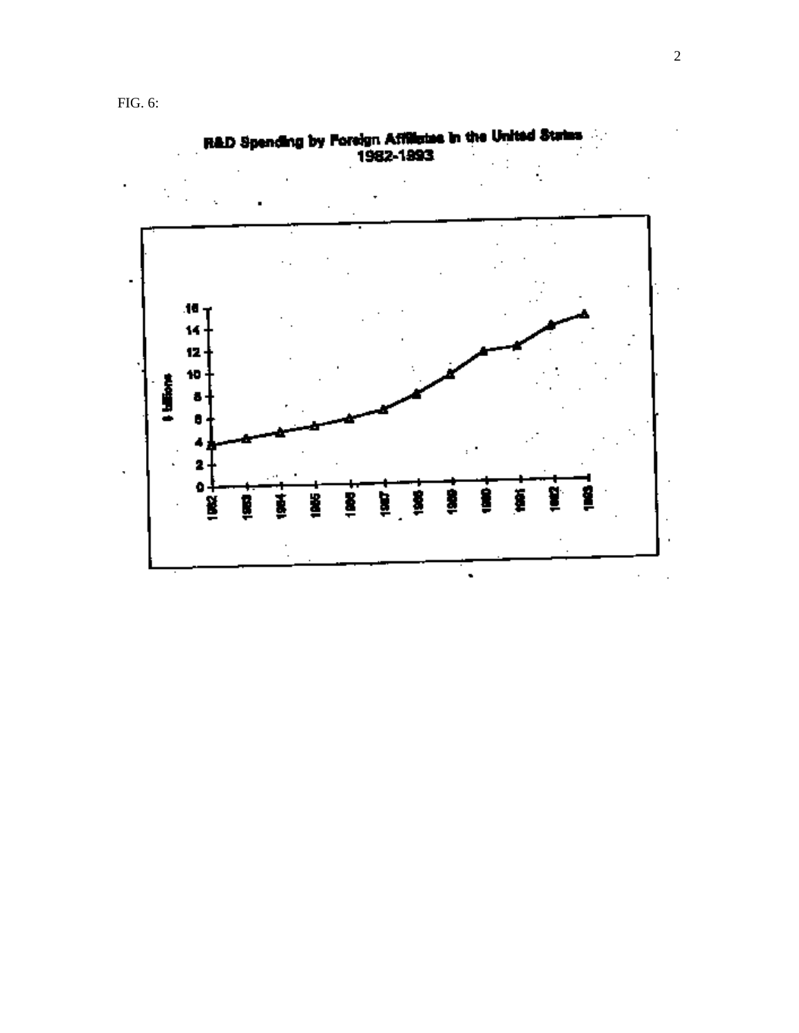FIG. 6:

R&D Spending by Foreign Affiliates in the United States
1982-1993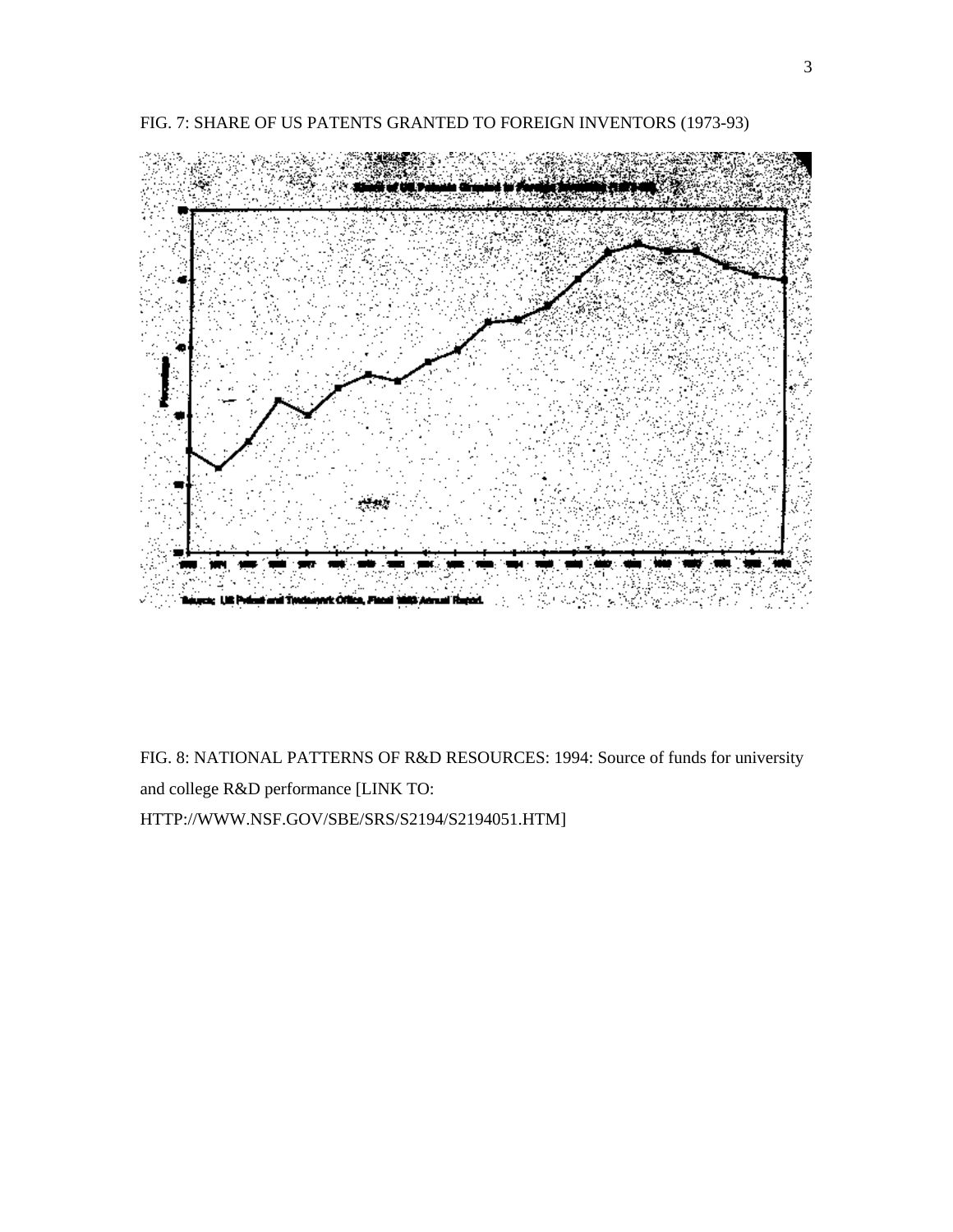FIG. 7: SHARE OF US PATENTS GRANTED TO FOREIGN INVENTORS (1973-93)

FIG. 8: NATIONAL PATTERNS OF R&D RESOURCES: 1994: Source of funds for university and college R&D performance [LINK TO: HTTP://WWW.NSF.GOV/SBE/SRS/S2194/S2194051.HTM]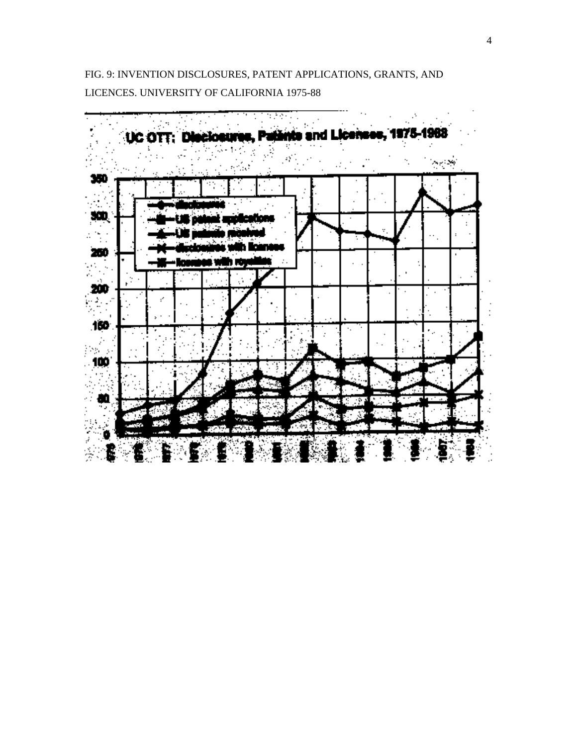FIG. 9: INVENTION DISCLOSURES, PATENT APPLICATIONS, GRANTS, AND LICENCES. UNIVERSITY OF CALIFORNIA 1975-88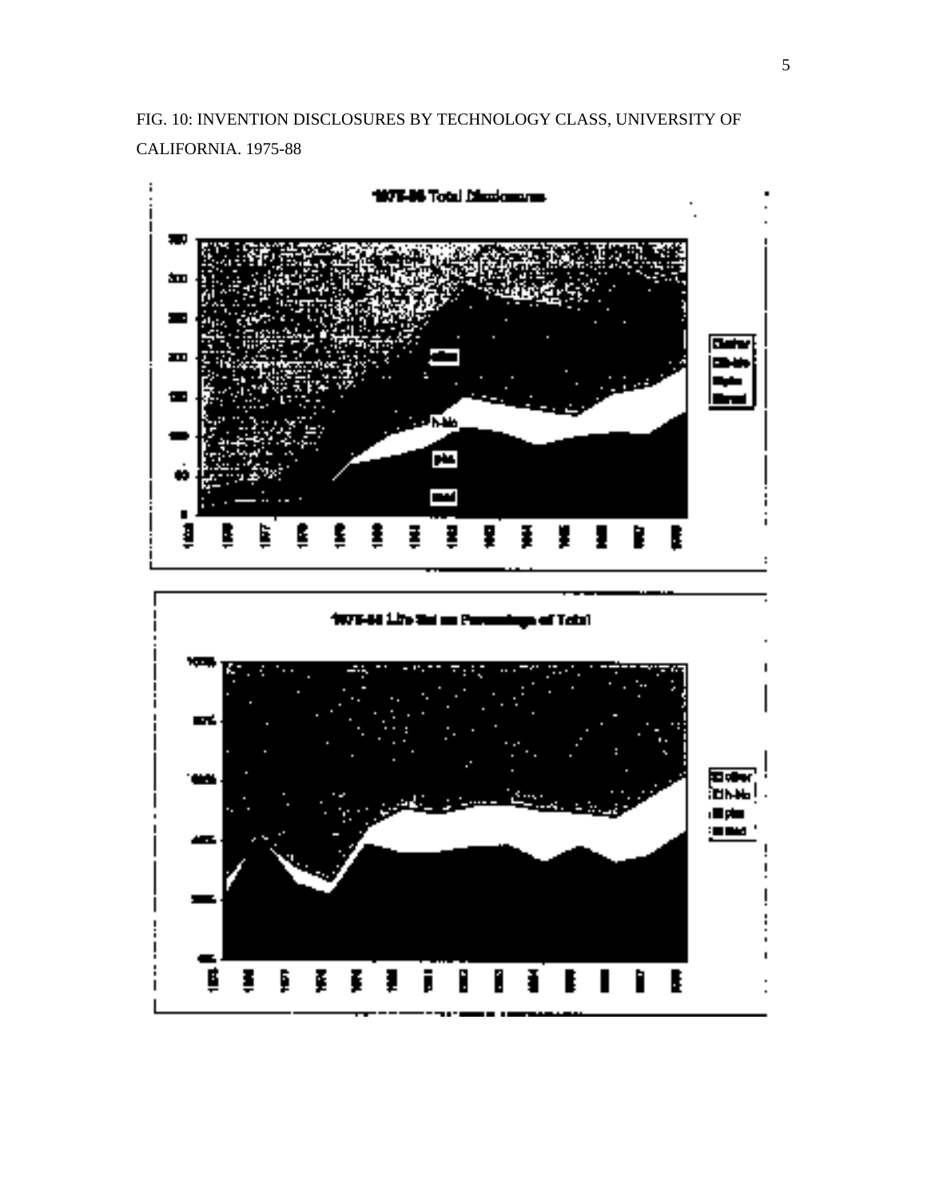FIG. 10: INVENTION DISCLOSURES BY TECHNOLOGY CLASS, UNIVERSITY OF CALIFORNIA. 1975-88

1975-88 Total Disclosures

other

h-bio

phs

med

1975-88 Life Sci as Percentage of Total

other

h-bio

phs

med